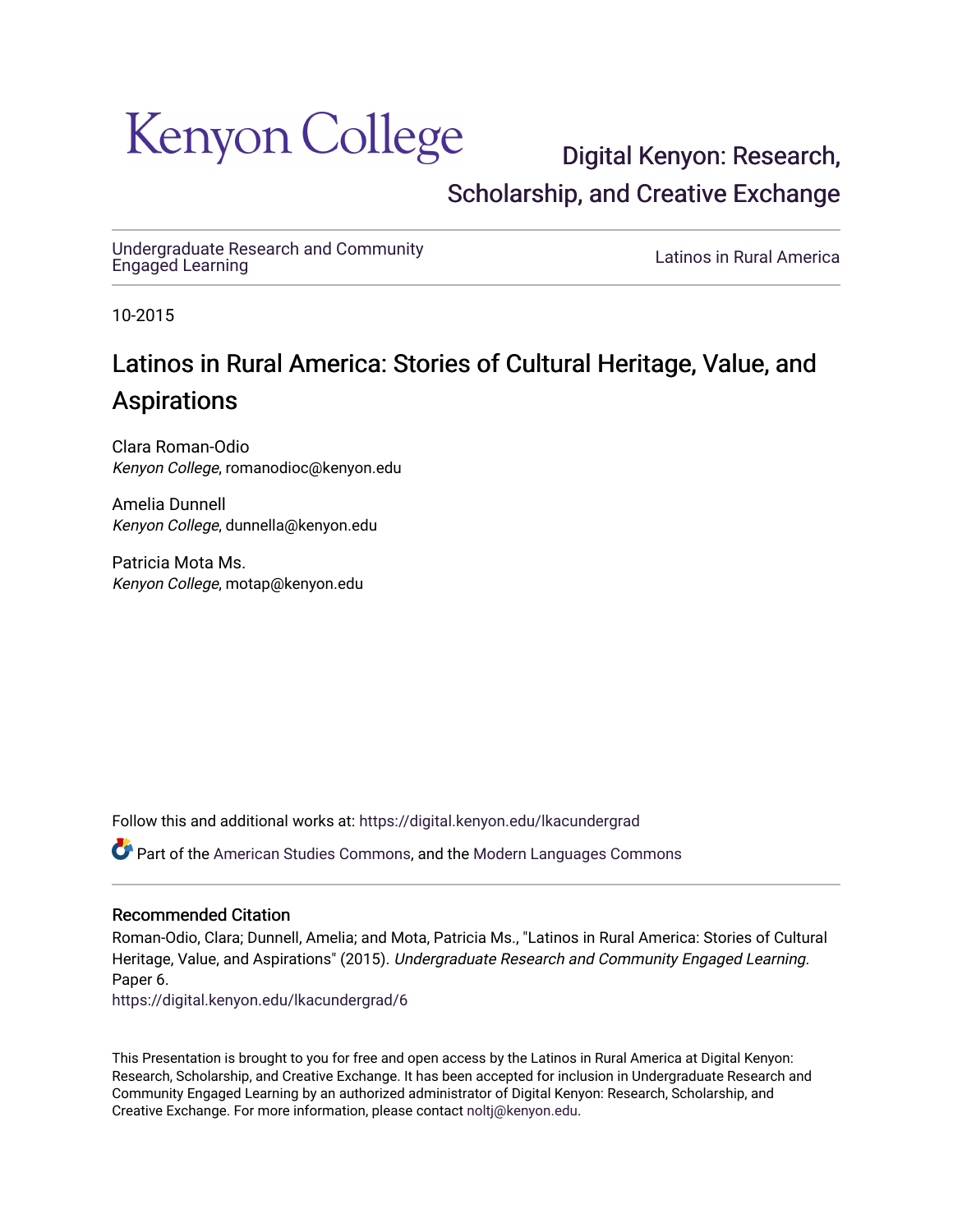Kenyon College

Digital Kenyon: Research, Scholarship, and Creative Exchange

Undergraduate Research and Community Engaged Learning

Latinos in Rural America

10-2015

# Latinos in Rural America: Stories of Cultural Heritage, Value, and Aspirations

Clara Roman-Odio
*Kenyon College*, romanodioc@kenyon.edu

Amelia Dunnell
*Kenyon College*, dunnella@kenyon.edu

Patricia Mota Ms.
*Kenyon College*, motap@kenyon.edu

Follow this and additional works at: https://digital.kenyon.edu/lkacundergrad

Part of the American Studies Commons, and the Modern Languages Commons

### Recommended Citation

Roman-Odio, Clara; Dunnell, Amelia; and Mota, Patricia Ms., "Latinos in Rural America: Stories of Cultural Heritage, Value, and Aspirations" (2015). *Undergraduate Research and Community Engaged Learning.* Paper 6.
https://digital.kenyon.edu/lkacundergrad/6

This Presentation is brought to you for free and open access by the Latinos in Rural America at Digital Kenyon: Research, Scholarship, and Creative Exchange. It has been accepted for inclusion in Undergraduate Research and Community Engaged Learning by an authorized administrator of Digital Kenyon: Research, Scholarship, and Creative Exchange. For more information, please contact noltj@kenyon.edu.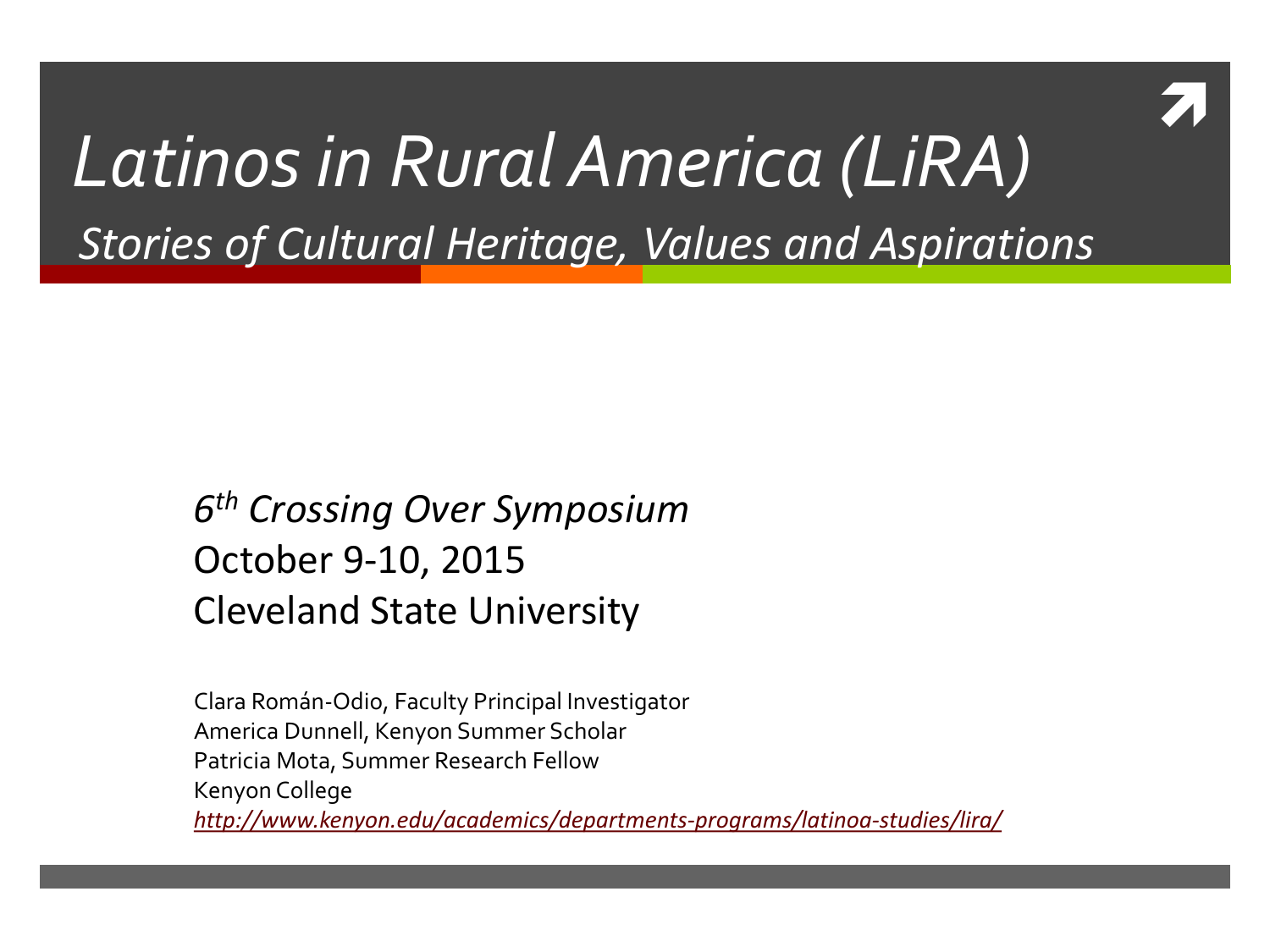# *Latinos in Rural America (LiRA)*

## *Stories of Cultural Heritage, Values and Aspirations*

*6th Crossing Over Symposium*
October 9-10, 2015
Cleveland State University

Clara Román-Odio, Faculty Principal Investigator
America Dunnell, Kenyon Summer Scholar
Patricia Mota, Summer Research Fellow
Kenyon College
*http://www.kenyon.edu/academics/departments-programs/latinoa-studies/lira/*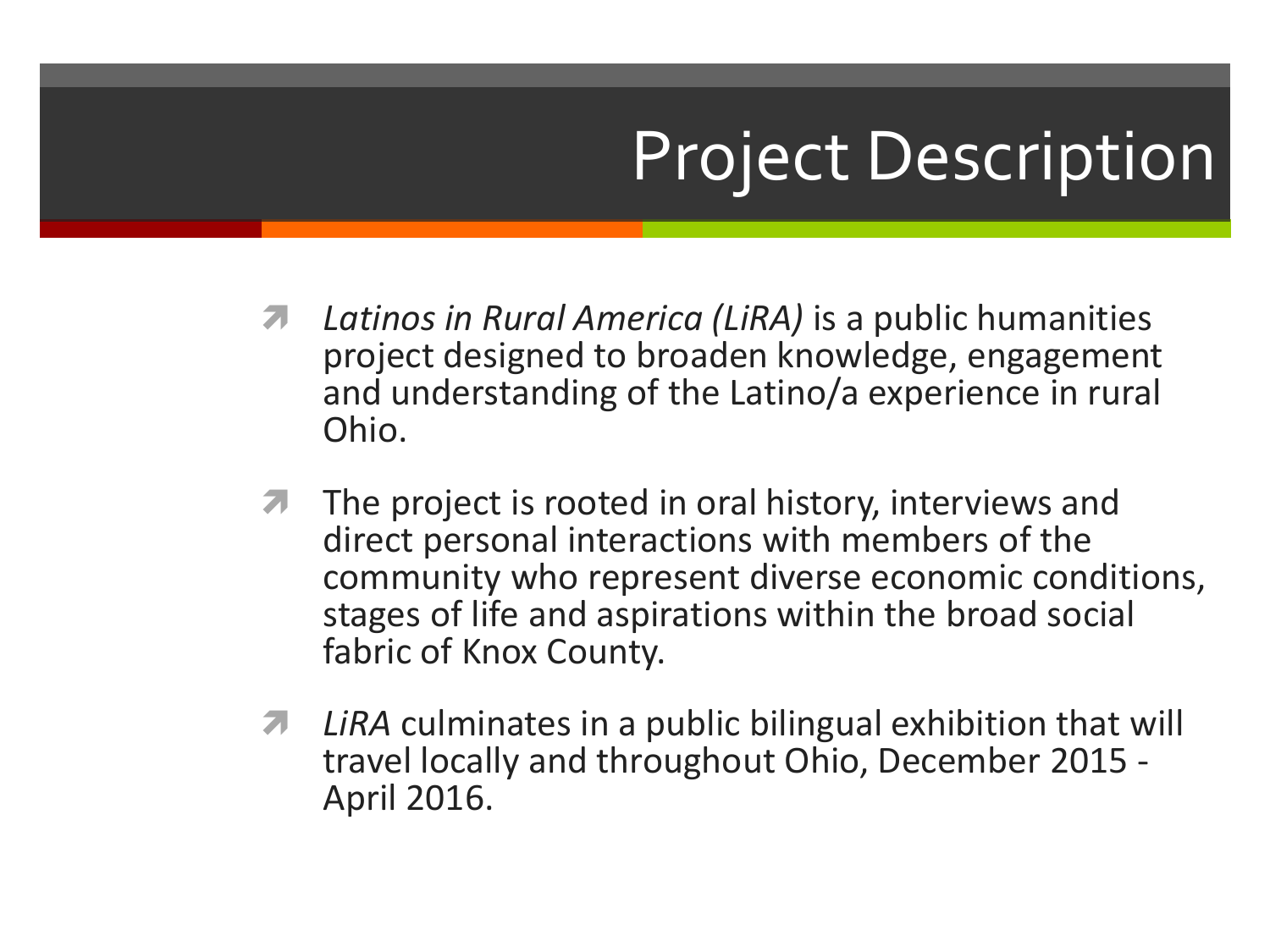# Project Description

- *Latinos in Rural America (LiRA)* is a public humanities project designed to broaden knowledge, engagement and understanding of the Latino/a experience in rural Ohio.
- The project is rooted in oral history, interviews and direct personal interactions with members of the community who represent diverse economic conditions, stages of life and aspirations within the broad social fabric of Knox County.
- *LiRA* culminates in a public bilingual exhibition that will travel locally and throughout Ohio, December 2015 - April 2016.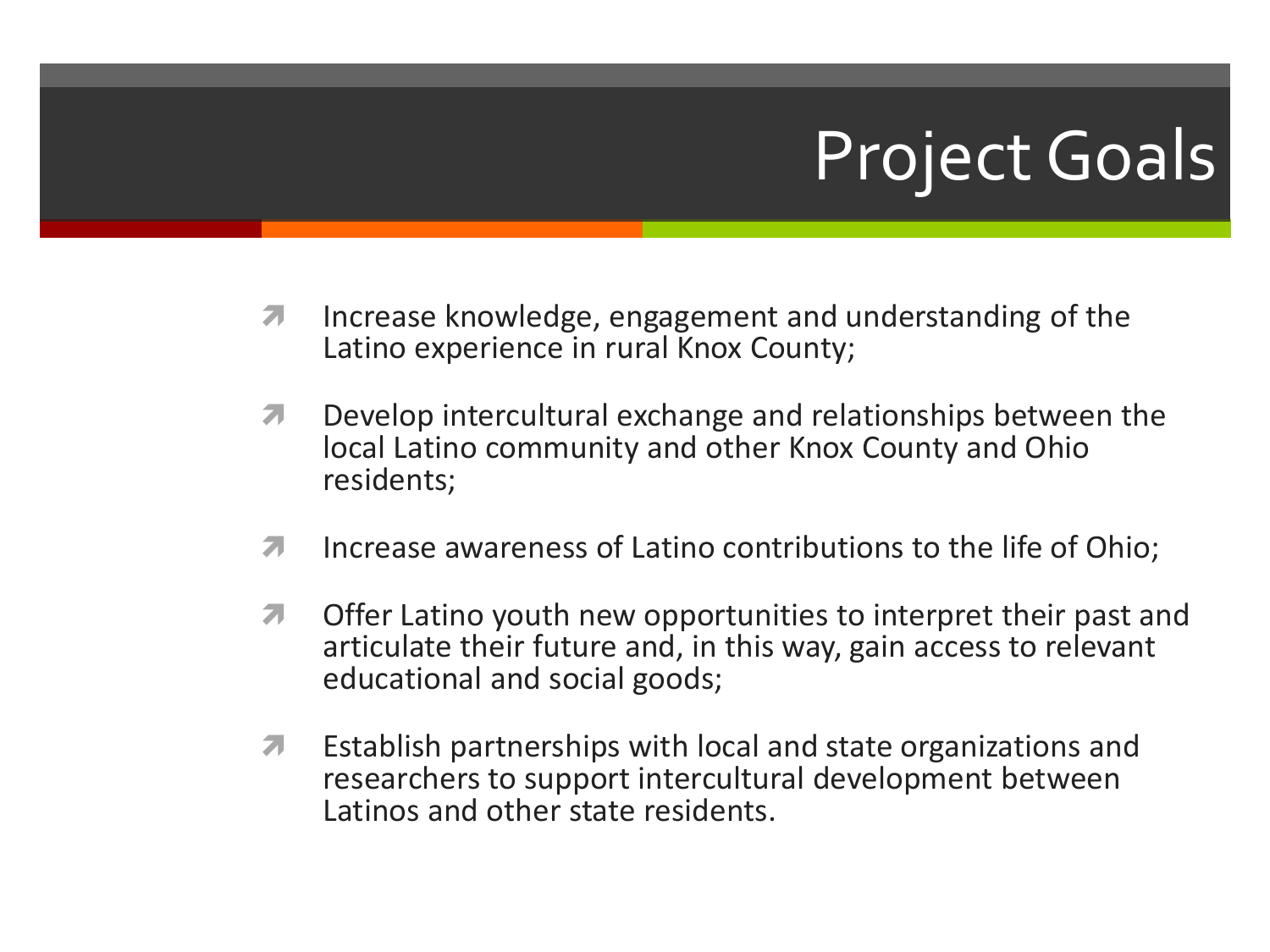# Project Goals

- Increase knowledge, engagement and understanding of the Latino experience in rural Knox County;
- Develop intercultural exchange and relationships between the local Latino community and other Knox County and Ohio residents;
- Increase awareness of Latino contributions to the life of Ohio;
- Offer Latino youth new opportunities to interpret their past and articulate their future and, in this way, gain access to relevant educational and social goods;
- Establish partnerships with local and state organizations and researchers to support intercultural development between Latinos and other state residents.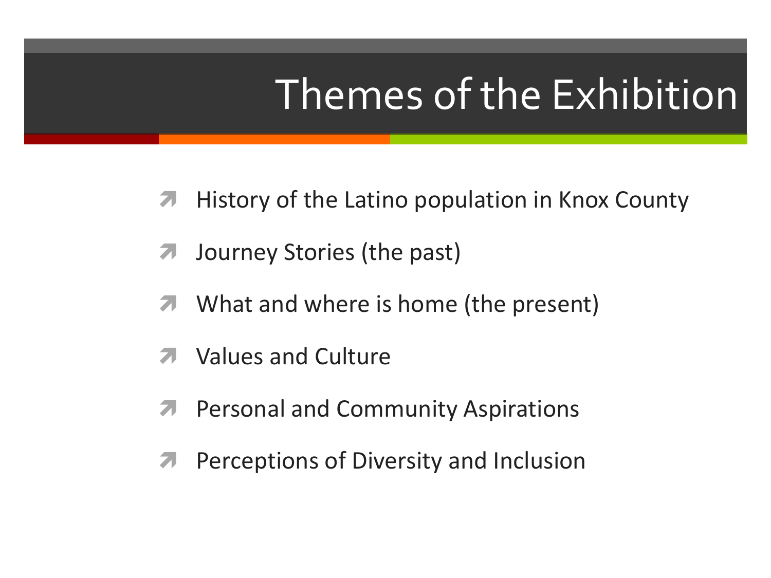# Themes of the Exhibition

- History of the Latino population in Knox County
- Journey Stories (the past)
- What and where is home (the present)
- Values and Culture
- Personal and Community Aspirations
- Perceptions of Diversity and Inclusion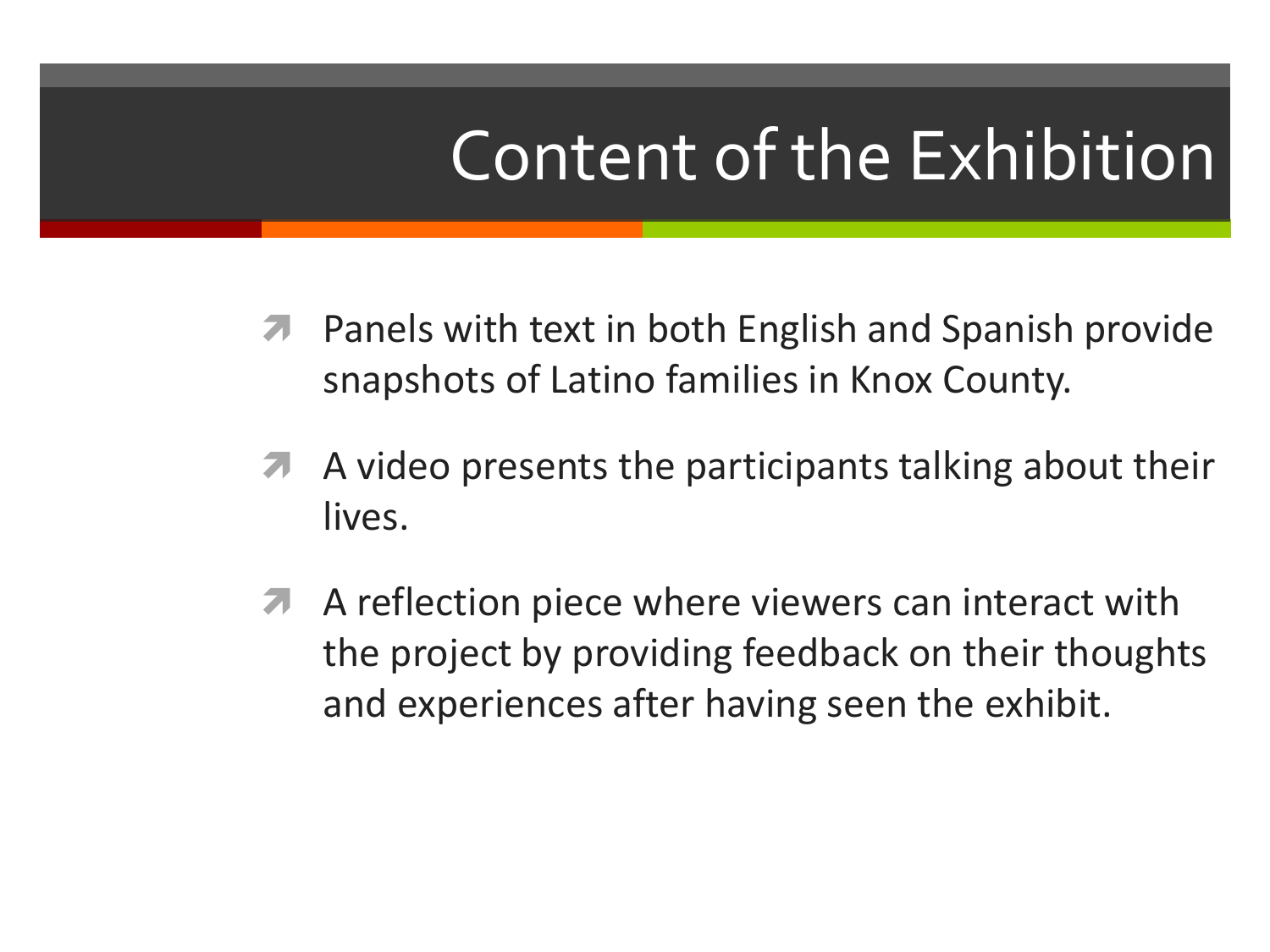# Content of the Exhibition

- Panels with text in both English and Spanish provide snapshots of Latino families in Knox County.
- A video presents the participants talking about their lives.
- A reflection piece where viewers can interact with the project by providing feedback on their thoughts and experiences after having seen the exhibit.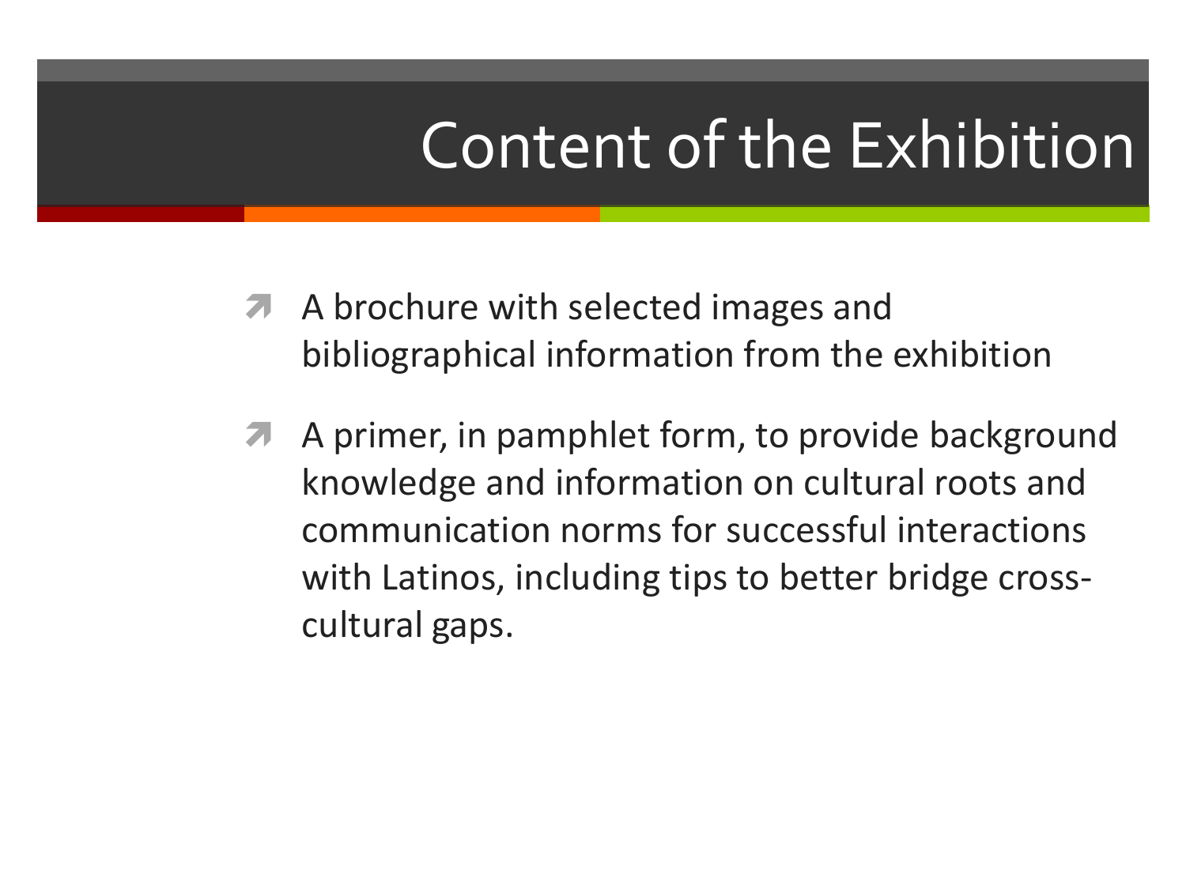# Content of the Exhibition

- A brochure with selected images and bibliographical information from the exhibition
- A primer, in pamphlet form, to provide background knowledge and information on cultural roots and communication norms for successful interactions with Latinos, including tips to better bridge cross-cultural gaps.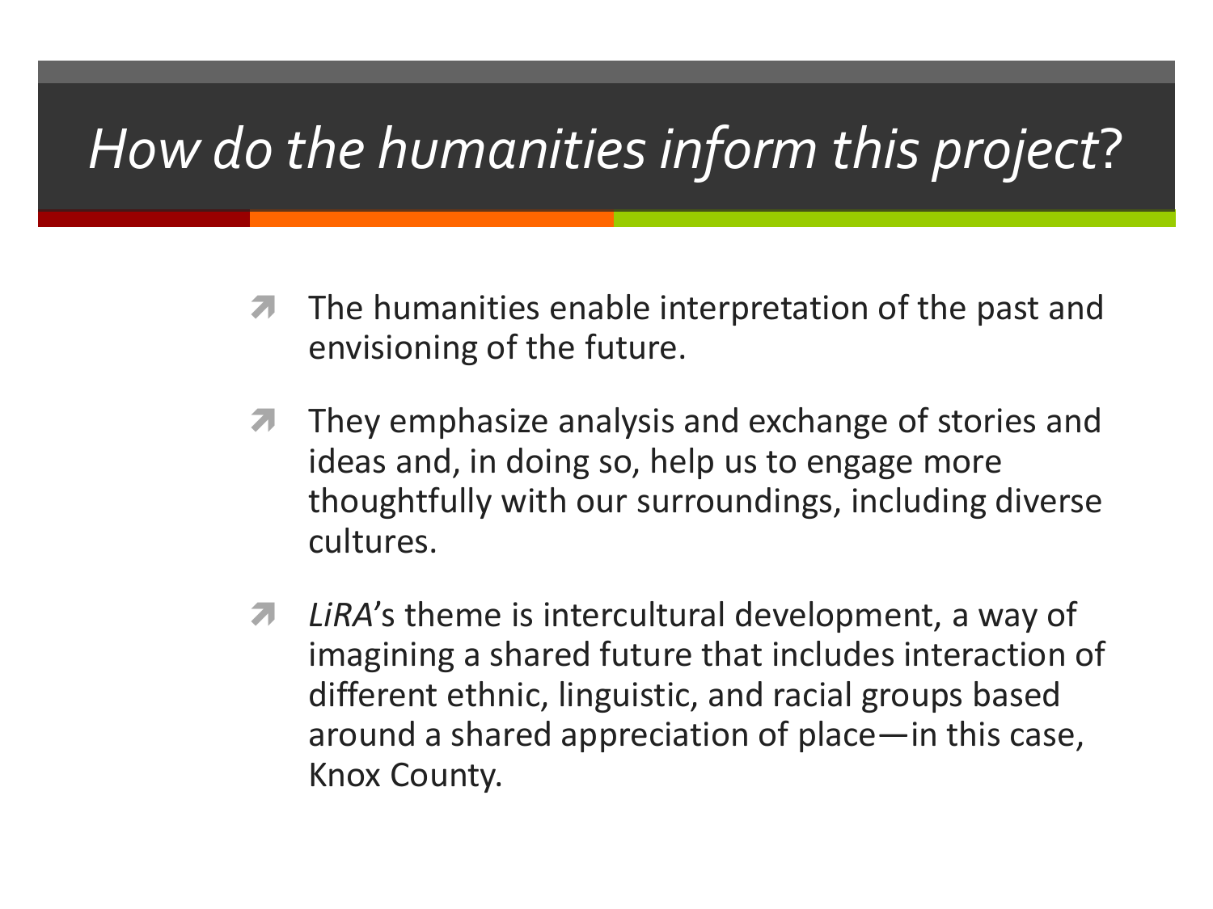# *How do the humanities inform this project?*

- The humanities enable interpretation of the past and envisioning of the future.
- They emphasize analysis and exchange of stories and ideas and, in doing so, help us to engage more thoughtfully with our surroundings, including diverse cultures.
- *LiRA*'s theme is intercultural development, a way of imagining a shared future that includes interaction of different ethnic, linguistic, and racial groups based around a shared appreciation of place—in this case, Knox County.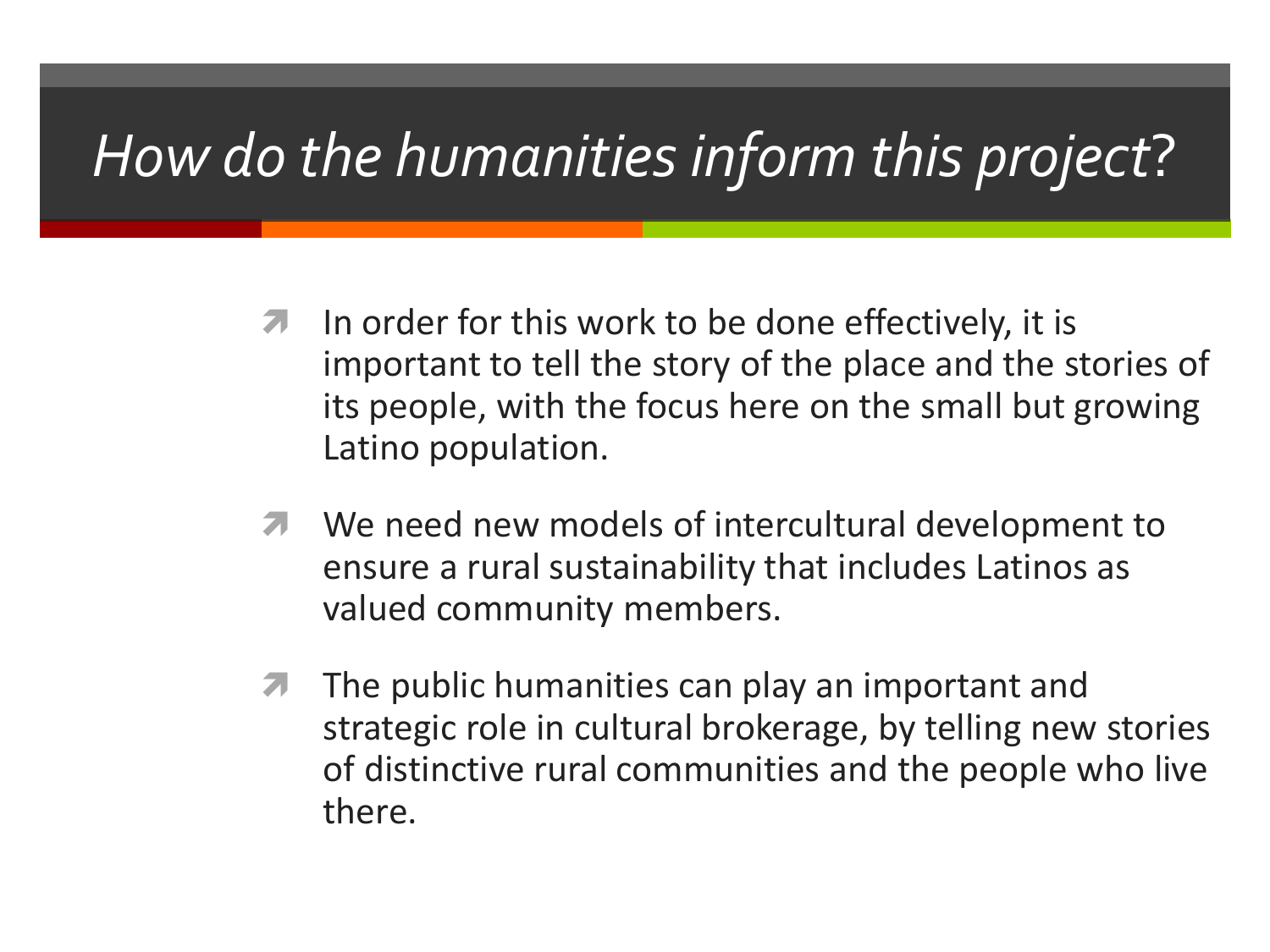# *How do the humanities inform this project?*

- In order for this work to be done effectively, it is important to tell the story of the place and the stories of its people, with the focus here on the small but growing Latino population.
- We need new models of intercultural development to ensure a rural sustainability that includes Latinos as valued community members.
- The public humanities can play an important and strategic role in cultural brokerage, by telling new stories of distinctive rural communities and the people who live there.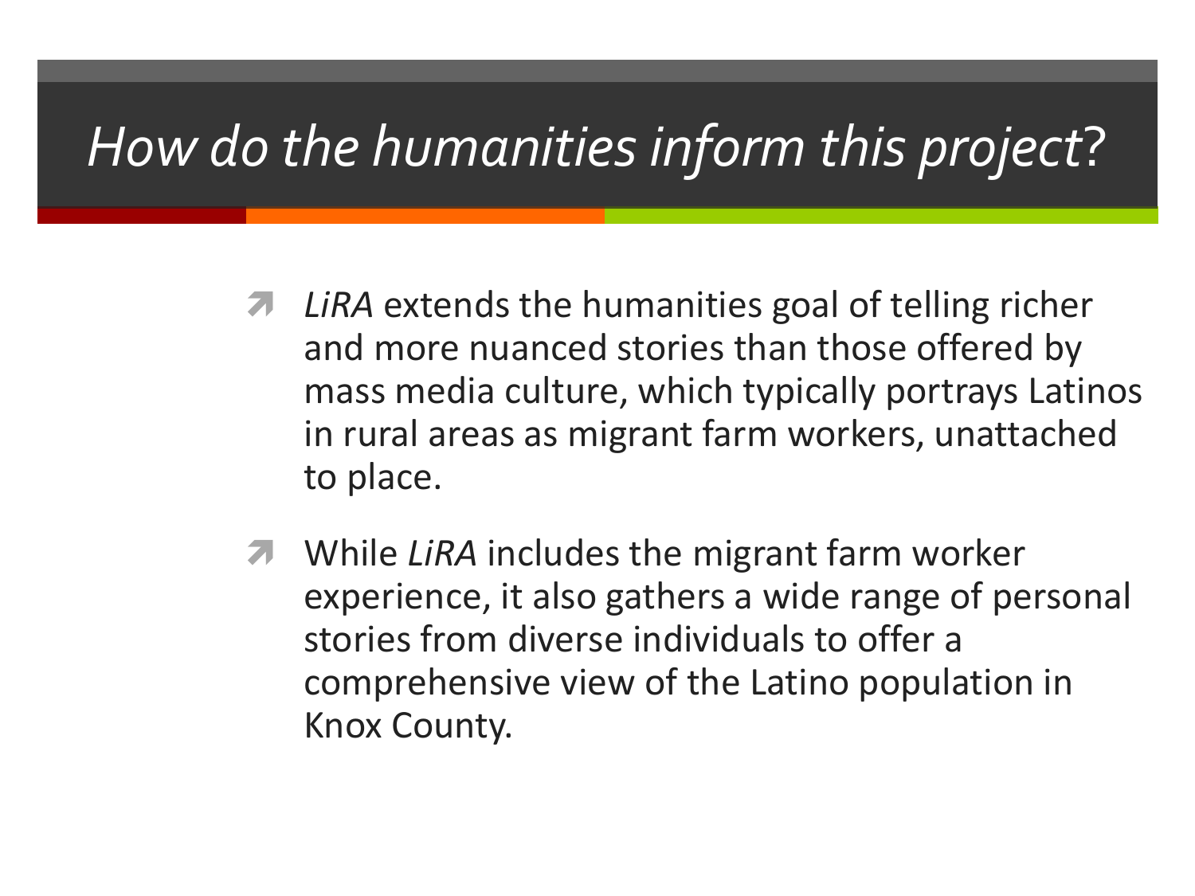# *How do the humanities inform this project?*

- *LiRA* extends the humanities goal of telling richer and more nuanced stories than those offered by mass media culture, which typically portrays Latinos in rural areas as migrant farm workers, unattached to place.
- While *LiRA* includes the migrant farm worker experience, it also gathers a wide range of personal stories from diverse individuals to offer a comprehensive view of the Latino population in Knox County.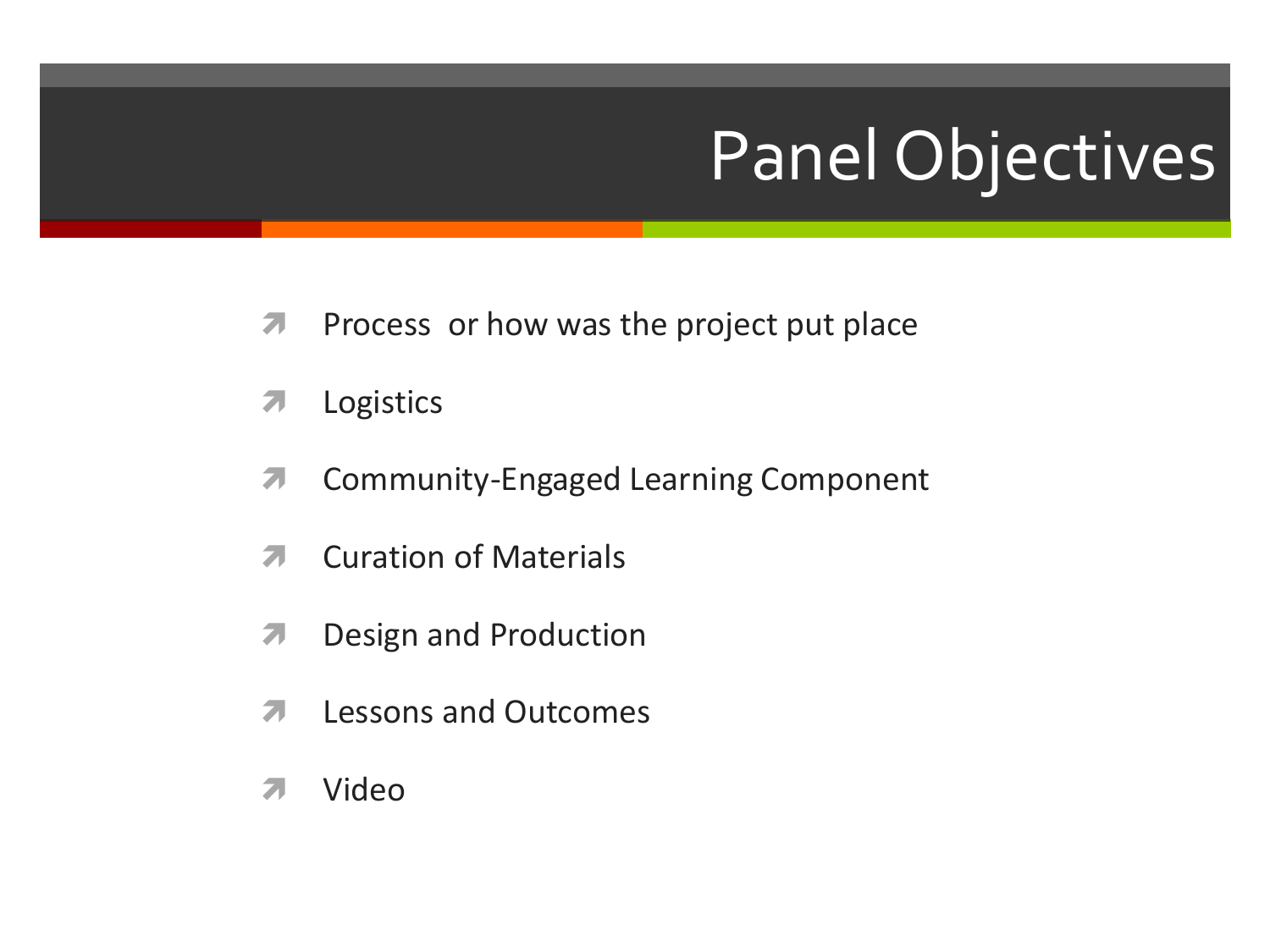# Panel Objectives

- Process or how was the project put place
- Logistics
- Community-Engaged Learning Component
- Curation of Materials
- Design and Production
- Lessons and Outcomes
- Video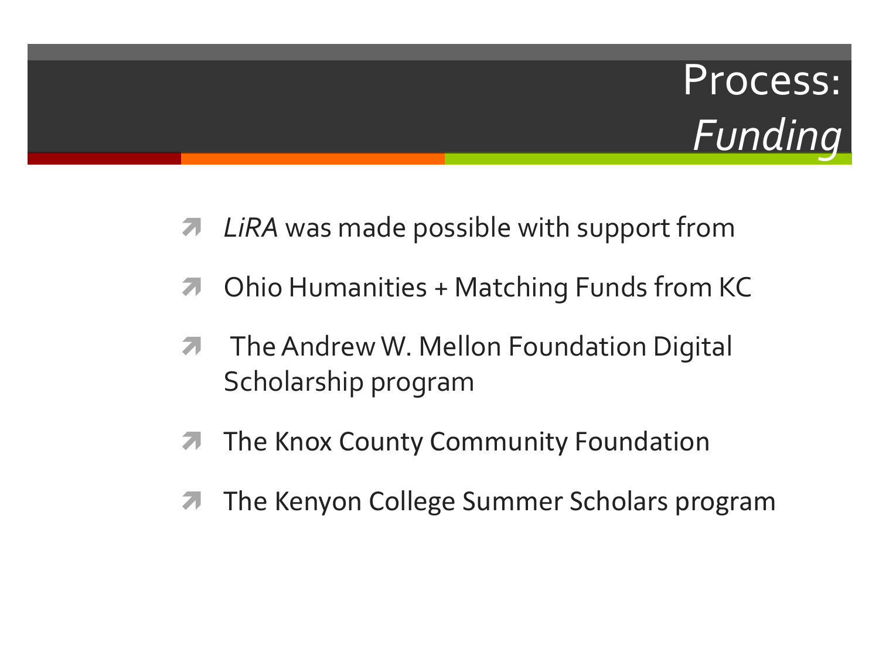# Process: *Funding*

- *LiRA* was made possible with support from
- Ohio Humanities + Matching Funds from KC
- The Andrew W. Mellon Foundation Digital Scholarship program
- The Knox County Community Foundation
- The Kenyon College Summer Scholars program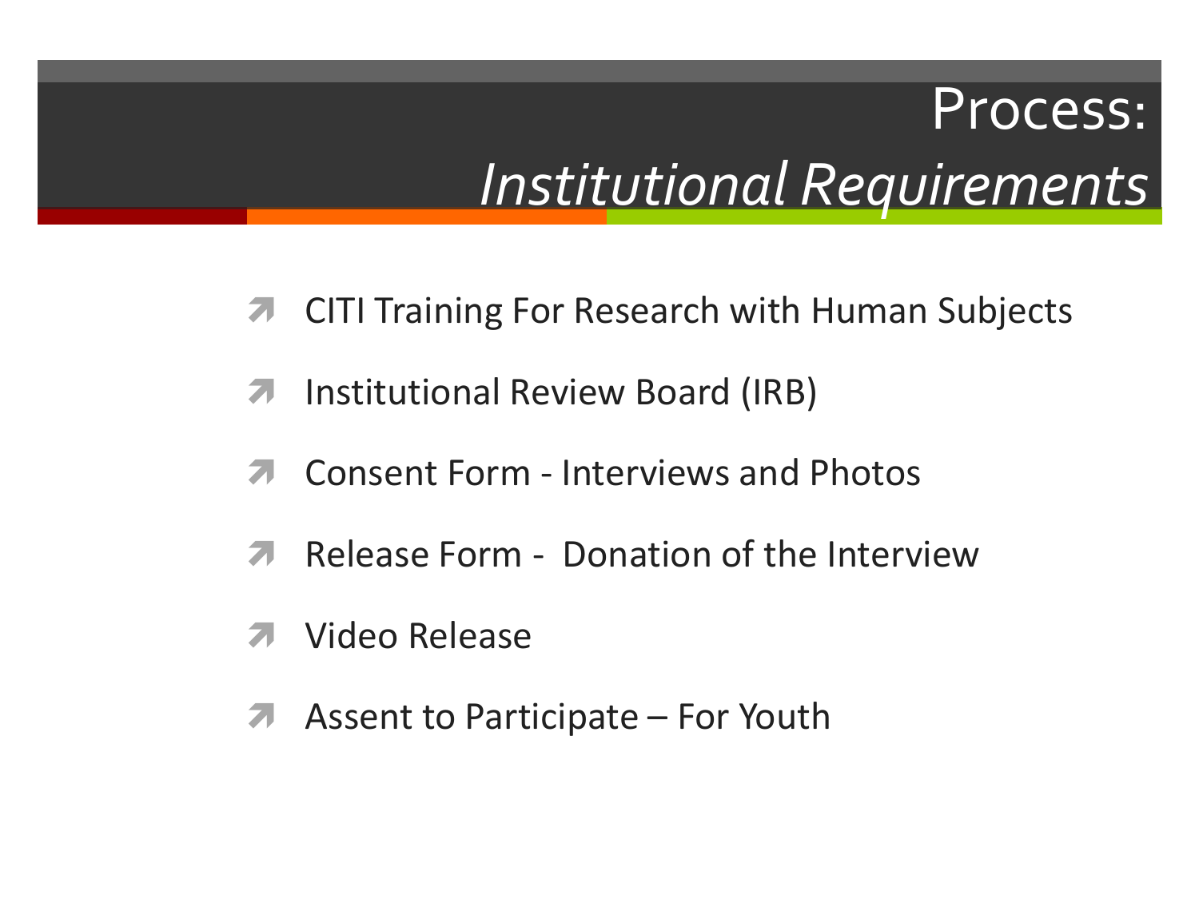# Process: *Institutional Requirements*

- CITI Training For Research with Human Subjects
- Institutional Review Board (IRB)
- Consent Form - Interviews and Photos
- Release Form - Donation of the Interview
- Video Release
- Assent to Participate – For Youth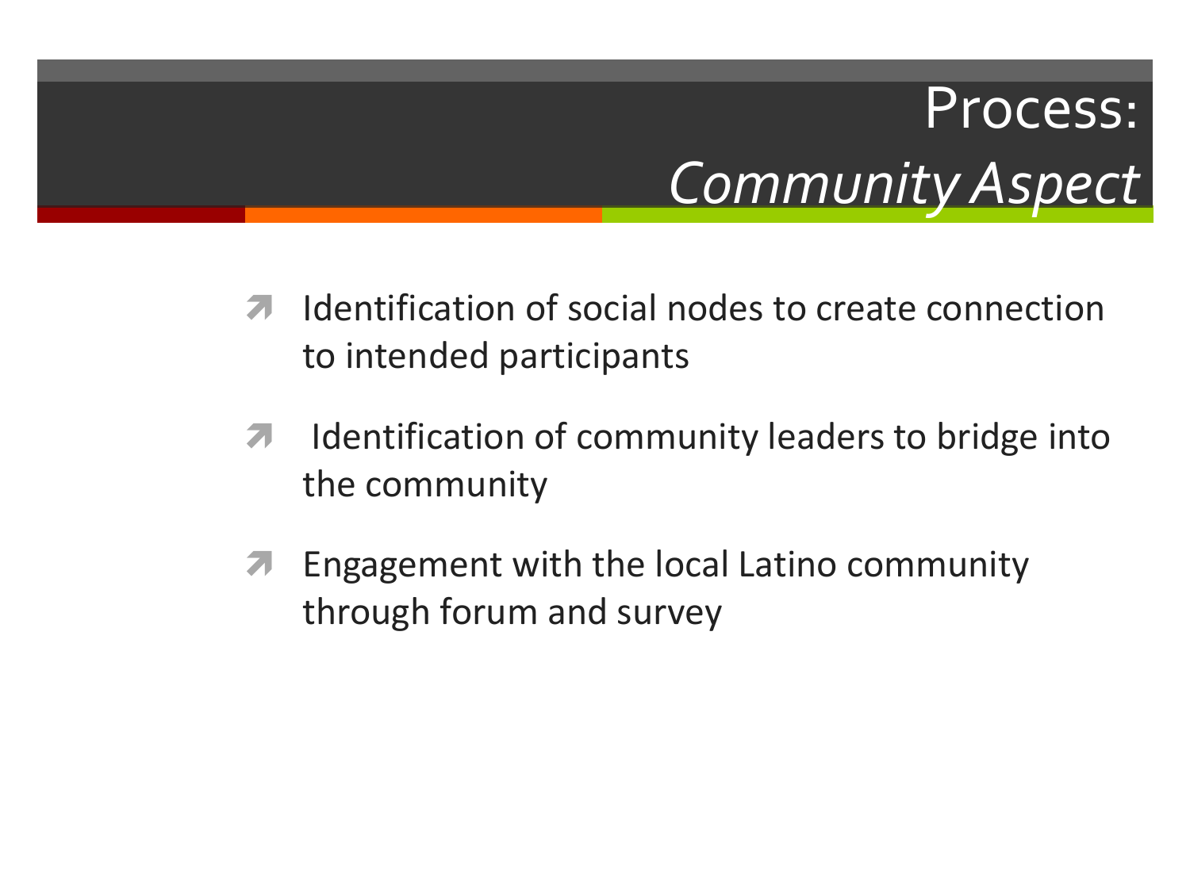# Process: *Community Aspect*

- Identification of social nodes to create connection to intended participants
- Identification of community leaders to bridge into the community
- Engagement with the local Latino community through forum and survey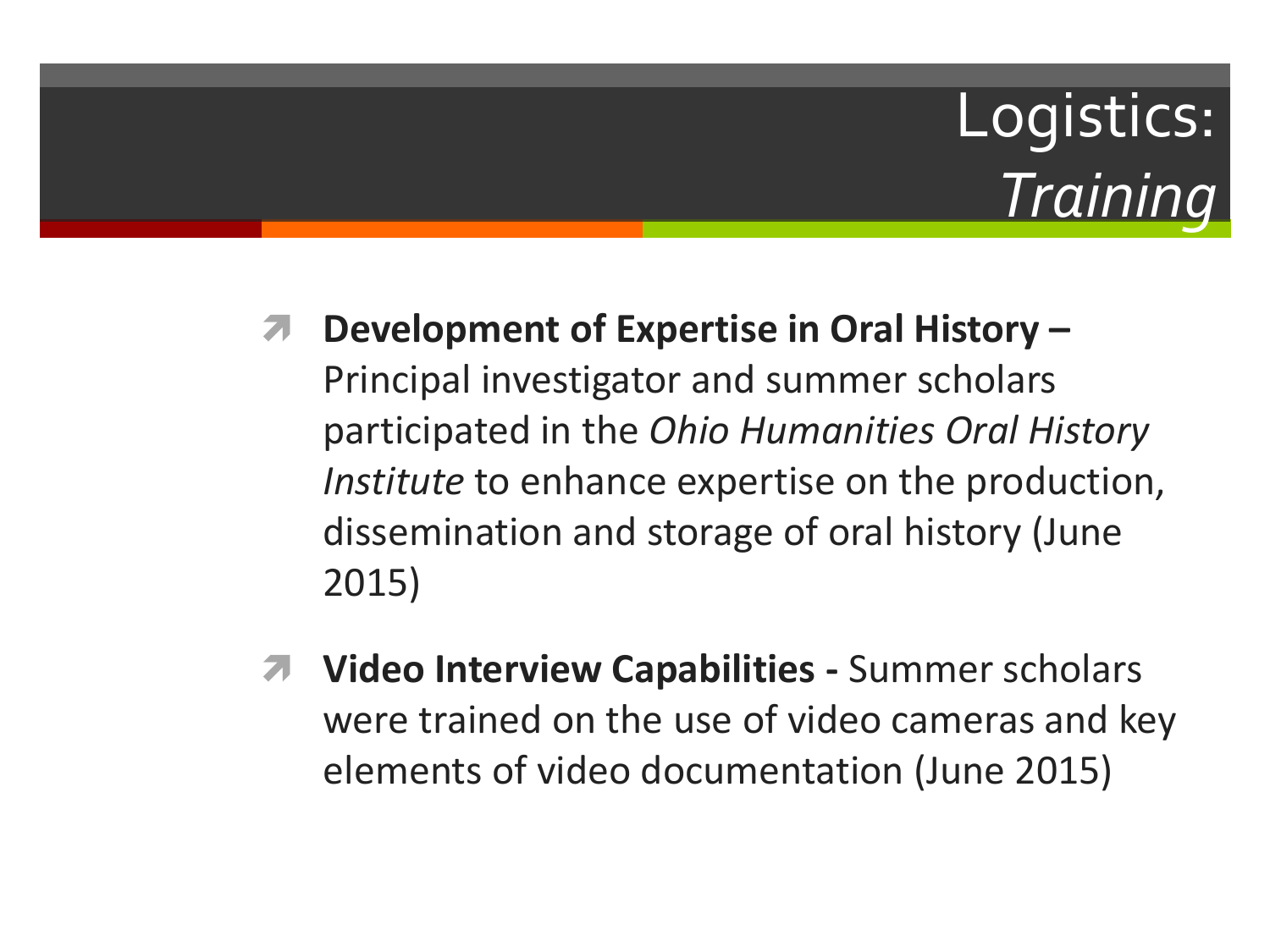# Logistics: *Training*

- **Development of Expertise in Oral History –** Principal investigator and summer scholars participated in the *Ohio Humanities Oral History Institute* to enhance expertise on the production, dissemination and storage of oral history (June 2015)

- **Video Interview Capabilities -** Summer scholars were trained on the use of video cameras and key elements of video documentation (June 2015)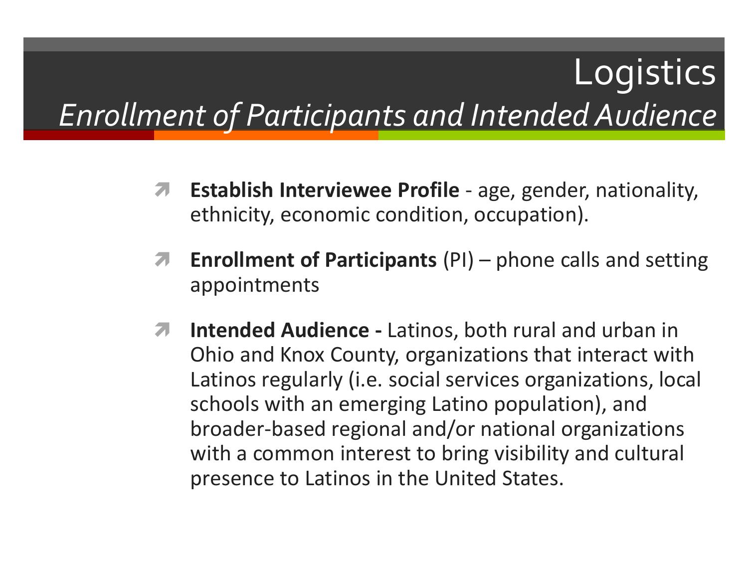# Logistics

## *Enrollment of Participants and Intended Audience*

- **Establish Interviewee Profile** - age, gender, nationality, ethnicity, economic condition, occupation).
- **Enrollment of Participants** (PI) – phone calls and setting appointments
- **Intended Audience -** Latinos, both rural and urban in Ohio and Knox County, organizations that interact with Latinos regularly (i.e. social services organizations, local schools with an emerging Latino population), and broader-based regional and/or national organizations with a common interest to bring visibility and cultural presence to Latinos in the United States.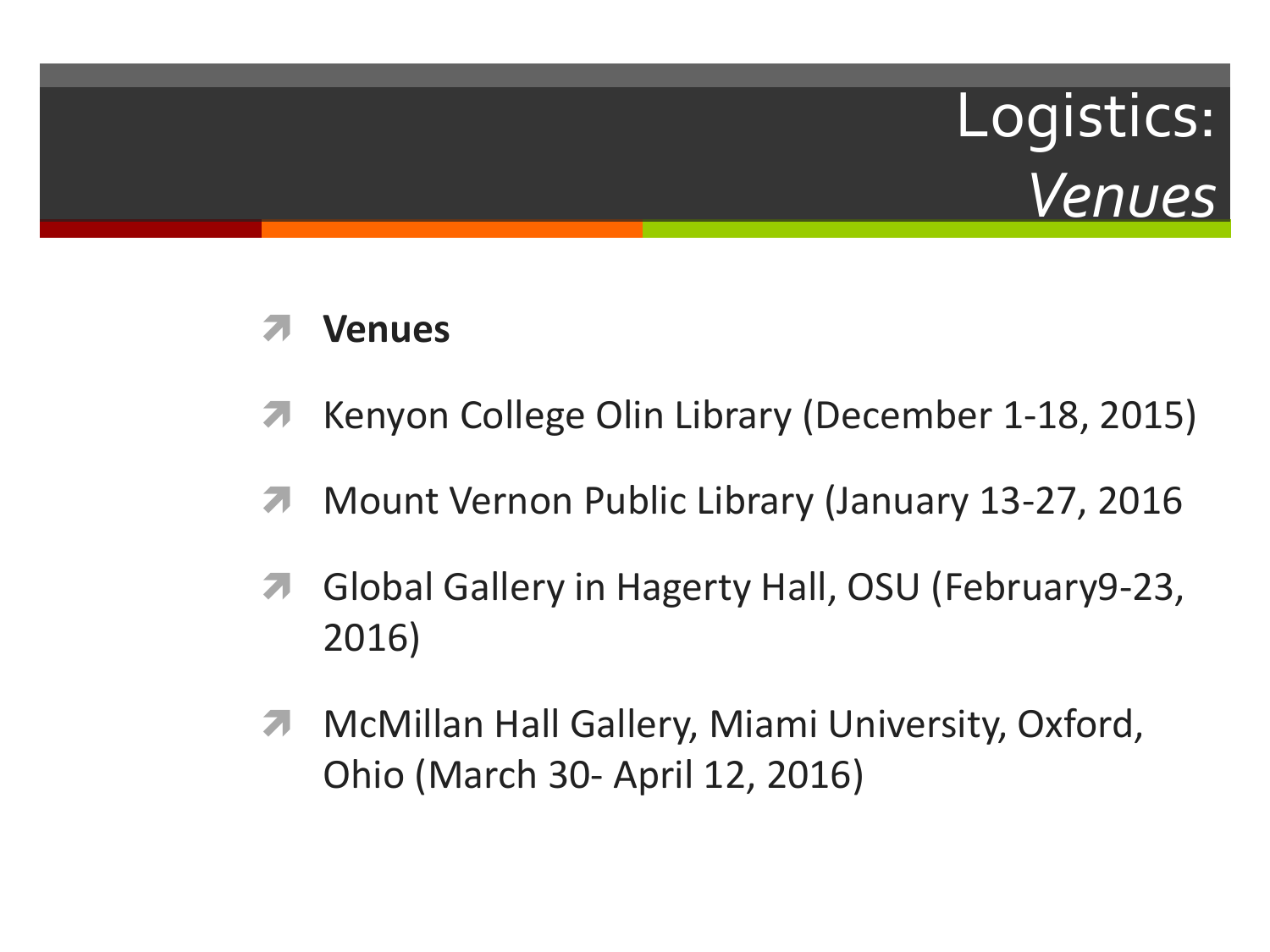# Logistics: *Venues*

- **Venues**
- Kenyon College Olin Library (December 1-18, 2015)
- Mount Vernon Public Library (January 13-27, 2016
- Global Gallery in Hagerty Hall, OSU (February9-23, 2016)
- McMillan Hall Gallery, Miami University, Oxford, Ohio (March 30- April 12, 2016)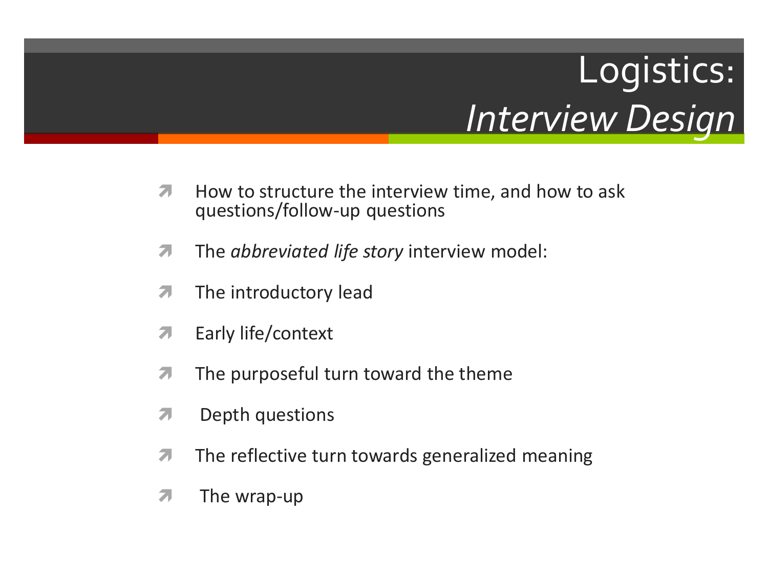# Logistics: *Interview Design*

- How to structure the interview time, and how to ask questions/follow-up questions
- The *abbreviated life story* interview model:
- The introductory lead
- Early life/context
- The purposeful turn toward the theme
- Depth questions
- The reflective turn towards generalized meaning
- The wrap-up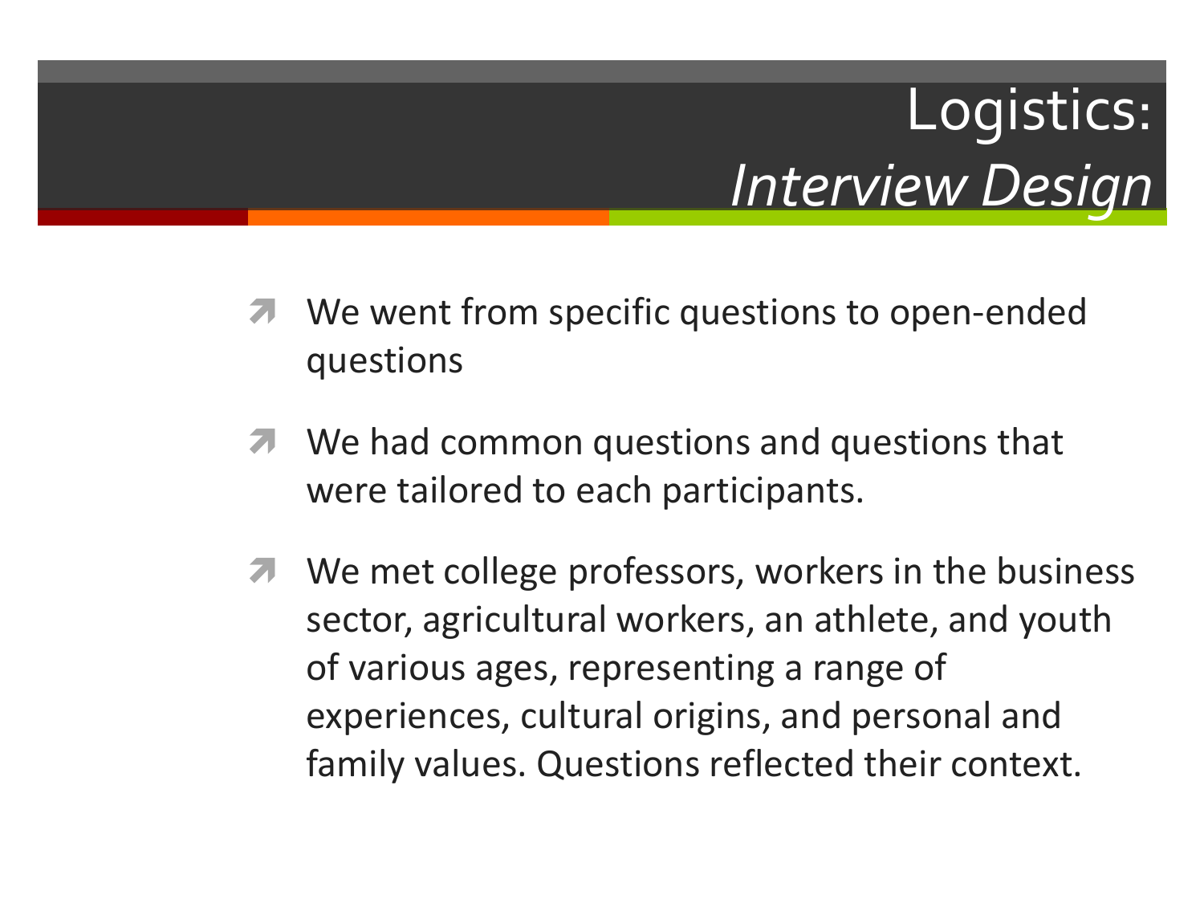# Logistics: *Interview Design*

- We went from specific questions to open-ended questions
- We had common questions and questions that were tailored to each participants.
- We met college professors, workers in the business sector, agricultural workers, an athlete, and youth of various ages, representing a range of experiences, cultural origins, and personal and family values. Questions reflected their context.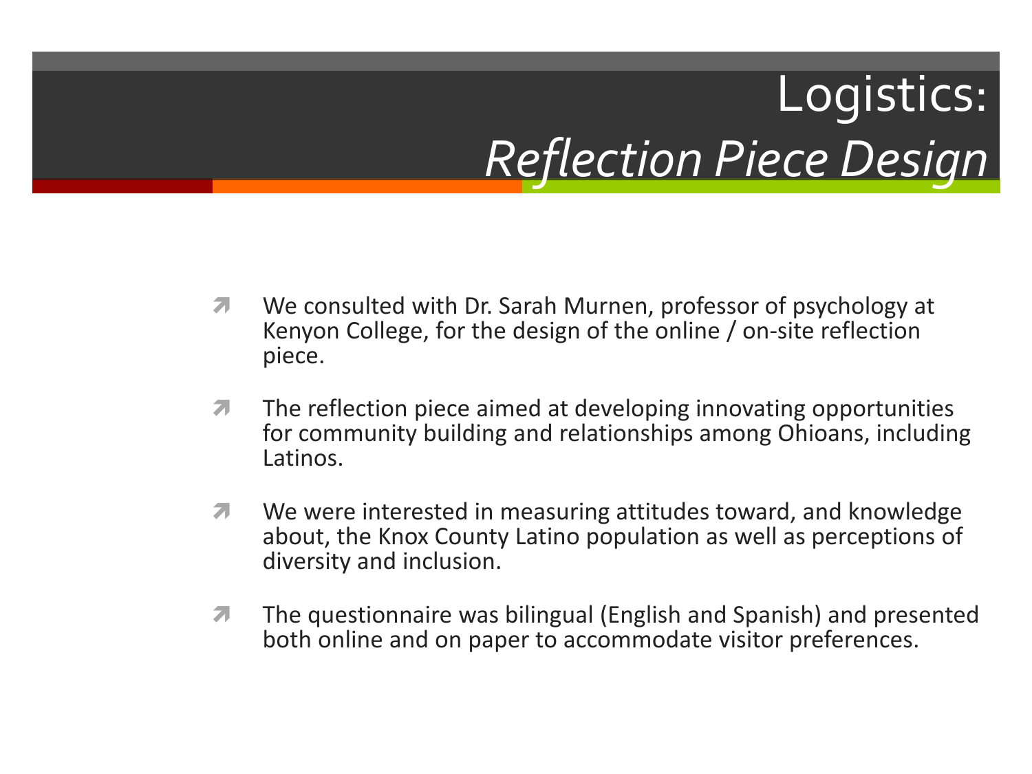# Logistics: *Reflection Piece Design*

- We consulted with Dr. Sarah Murnen, professor of psychology at Kenyon College, for the design of the online / on-site reflection piece.
- The reflection piece aimed at developing innovating opportunities for community building and relationships among Ohioans, including Latinos.
- We were interested in measuring attitudes toward, and knowledge about, the Knox County Latino population as well as perceptions of diversity and inclusion.
- The questionnaire was bilingual (English and Spanish) and presented both online and on paper to accommodate visitor preferences.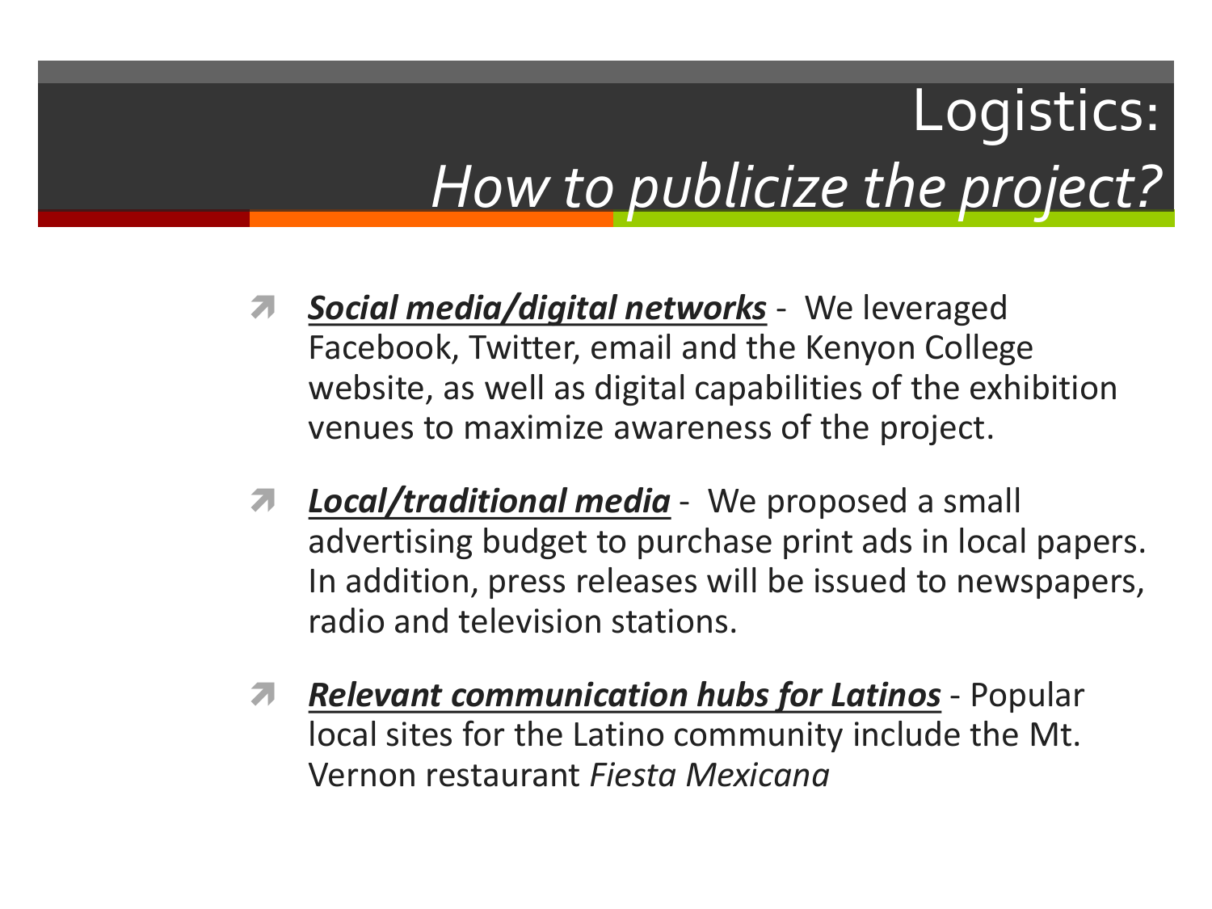# Logistics: *How to publicize the project?*

- ***Social media/digital networks*** - We leveraged Facebook, Twitter, email and the Kenyon College website, as well as digital capabilities of the exhibition venues to maximize awareness of the project.
- ***Local/traditional media*** - We proposed a small advertising budget to purchase print ads in local papers. In addition, press releases will be issued to newspapers, radio and television stations.
- ***Relevant communication hubs for Latinos*** - Popular local sites for the Latino community include the Mt. Vernon restaurant *Fiesta Mexicana*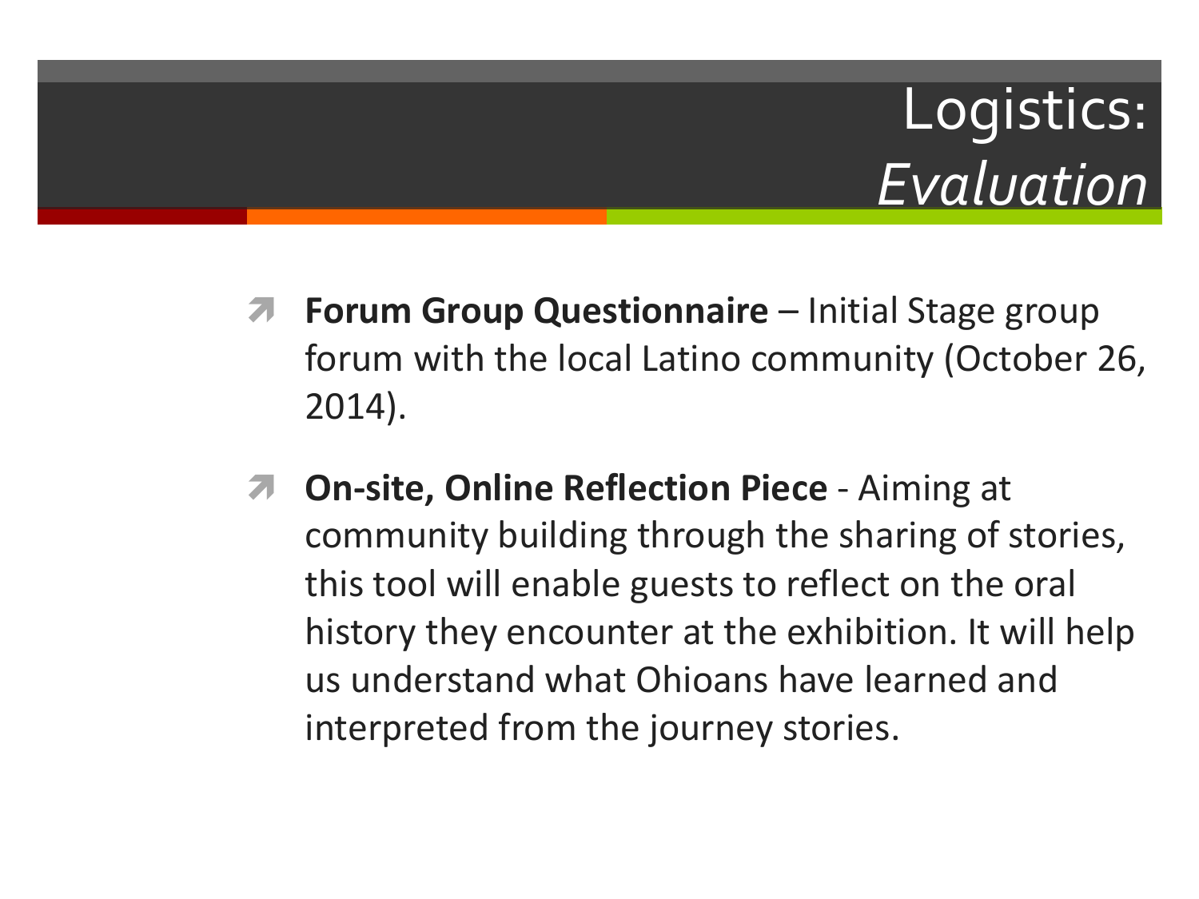# Logistics: *Evaluation*

- **Forum Group Questionnaire** – Initial Stage group forum with the local Latino community (October 26, 2014).
- **On-site, Online Reflection Piece** - Aiming at community building through the sharing of stories, this tool will enable guests to reflect on the oral history they encounter at the exhibition. It will help us understand what Ohioans have learned and interpreted from the journey stories.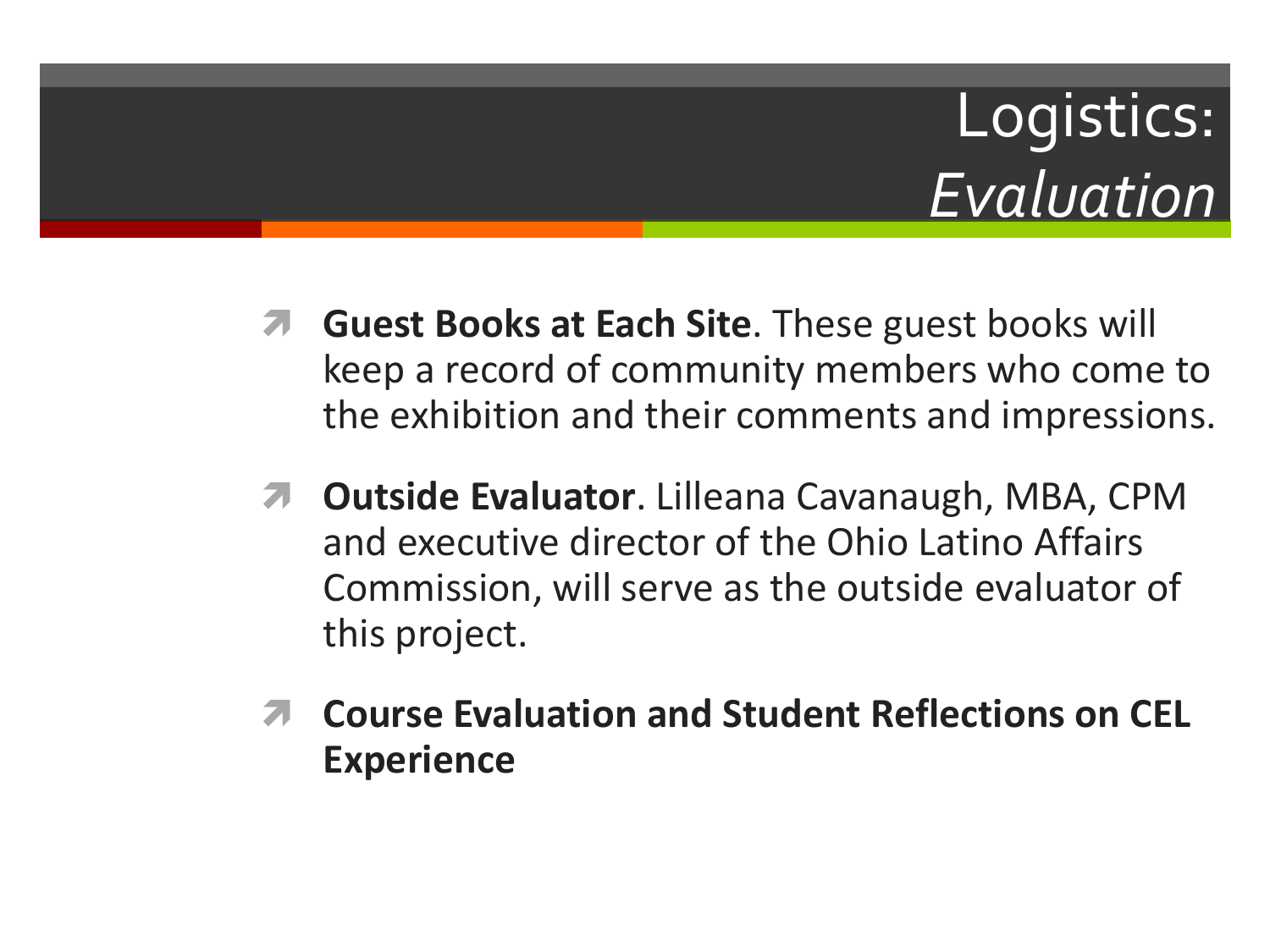# Logistics: *Evaluation*

- **Guest Books at Each Site**. These guest books will keep a record of community members who come to the exhibition and their comments and impressions.
- **Outside Evaluator**. Lilleana Cavanaugh, MBA, CPM and executive director of the Ohio Latino Affairs Commission, will serve as the outside evaluator of this project.
- **Course Evaluation and Student Reflections on CEL Experience**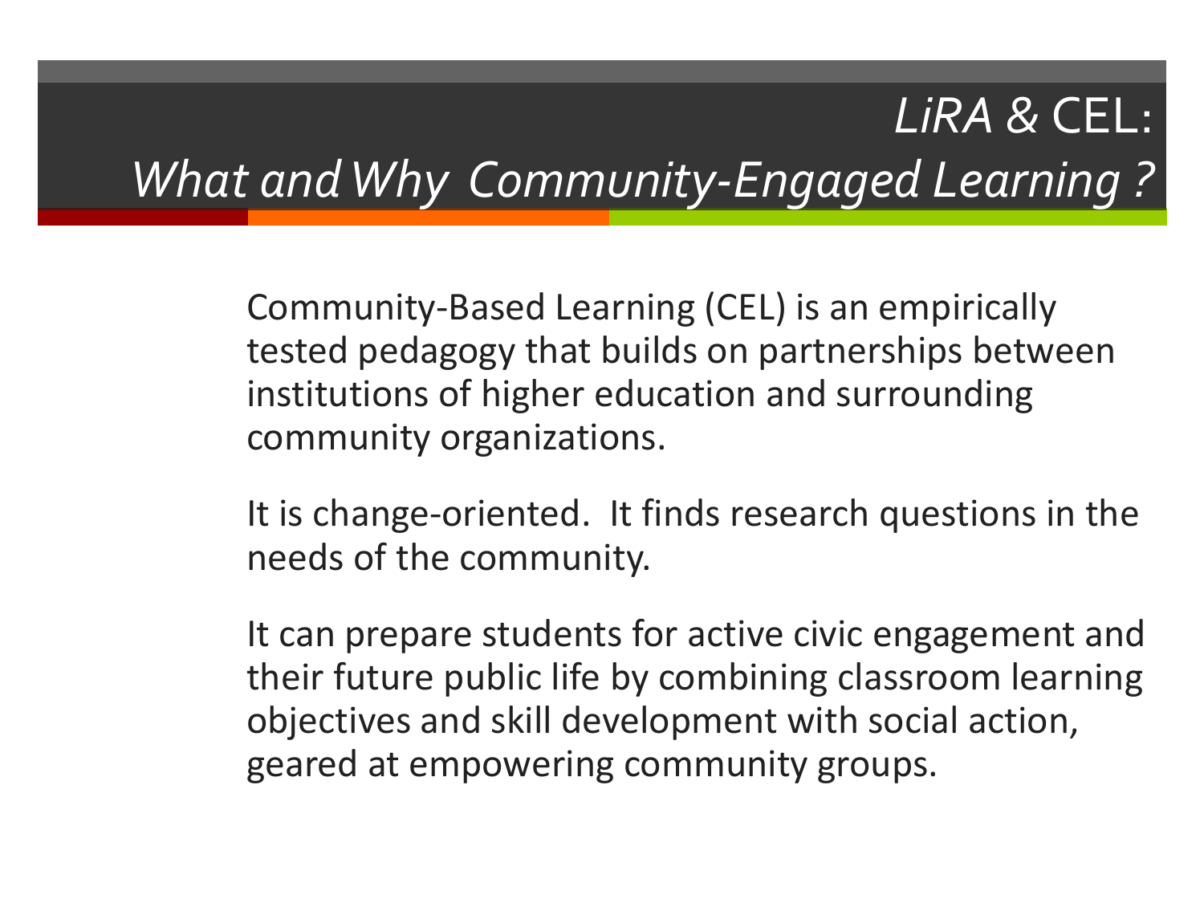# *LiRA* & CEL: *What and Why Community-Engaged Learning ?*

Community-Based Learning (CEL) is an empirically tested pedagogy that builds on partnerships between institutions of higher education and surrounding community organizations.

It is change-oriented. It finds research questions in the needs of the community.

It can prepare students for active civic engagement and their future public life by combining classroom learning objectives and skill development with social action, geared at empowering community groups.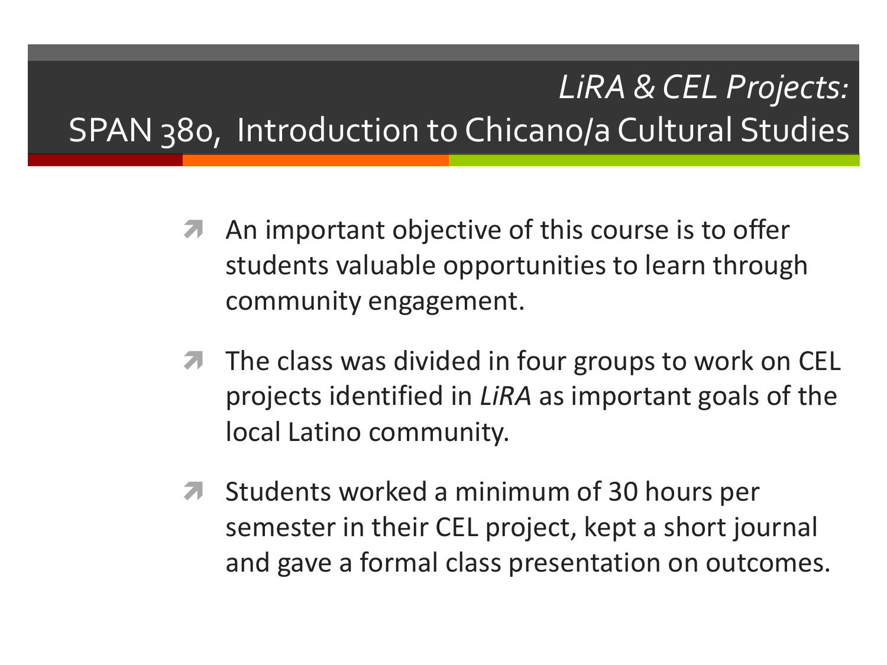# *LiRA & CEL Projects:* SPAN 380, Introduction to Chicano/a Cultural Studies

- An important objective of this course is to offer students valuable opportunities to learn through community engagement.
- The class was divided in four groups to work on CEL projects identified in *LiRA* as important goals of the local Latino community.
- Students worked a minimum of 30 hours per semester in their CEL project, kept a short journal and gave a formal class presentation on outcomes.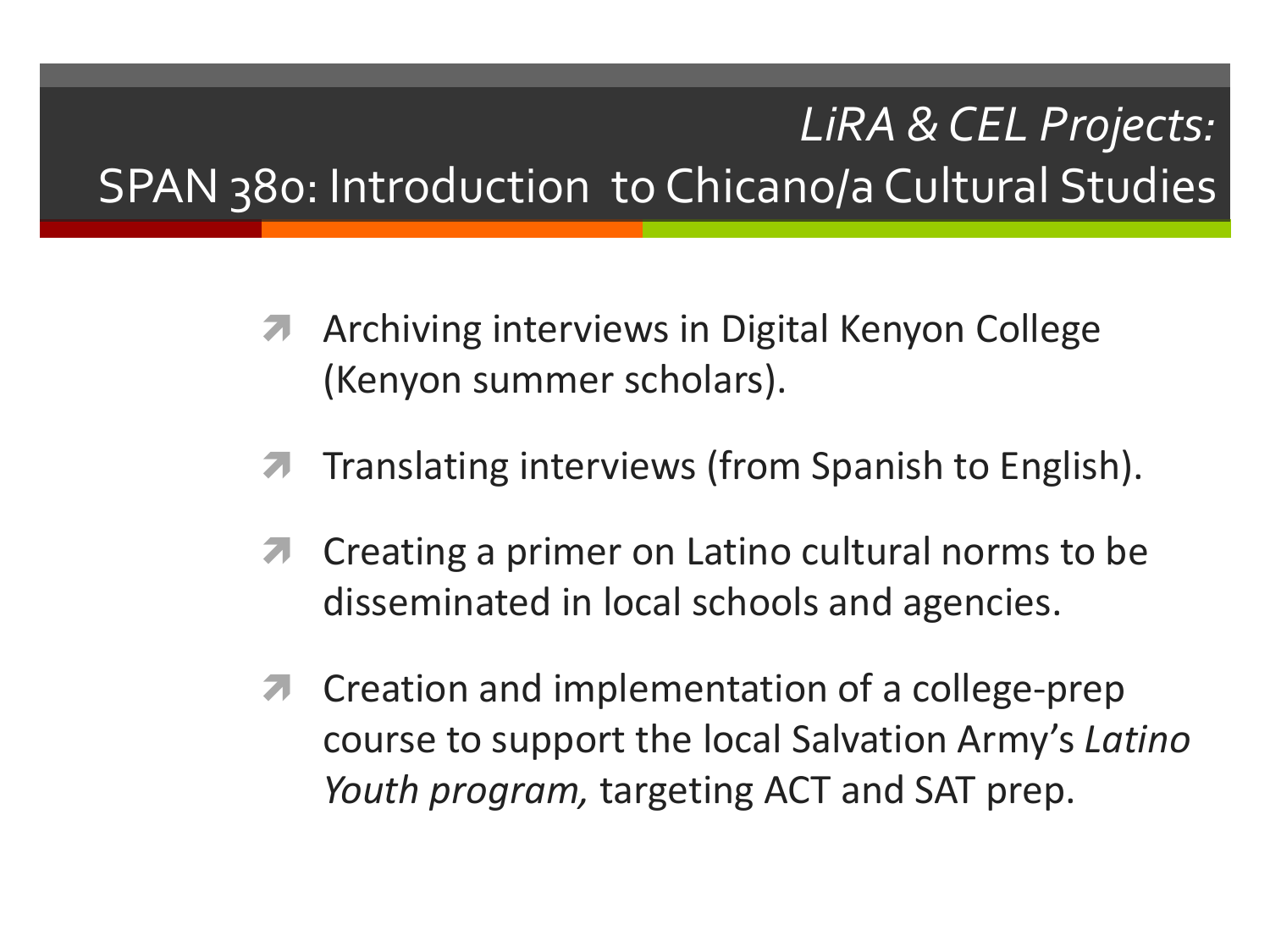# *LiRA & CEL Projects:* SPAN 380: Introduction to Chicano/a Cultural Studies

- Archiving interviews in Digital Kenyon College (Kenyon summer scholars).
- Translating interviews (from Spanish to English).
- Creating a primer on Latino cultural norms to be disseminated in local schools and agencies.
- Creation and implementation of a college-prep course to support the local Salvation Army's *Latino Youth program,* targeting ACT and SAT prep.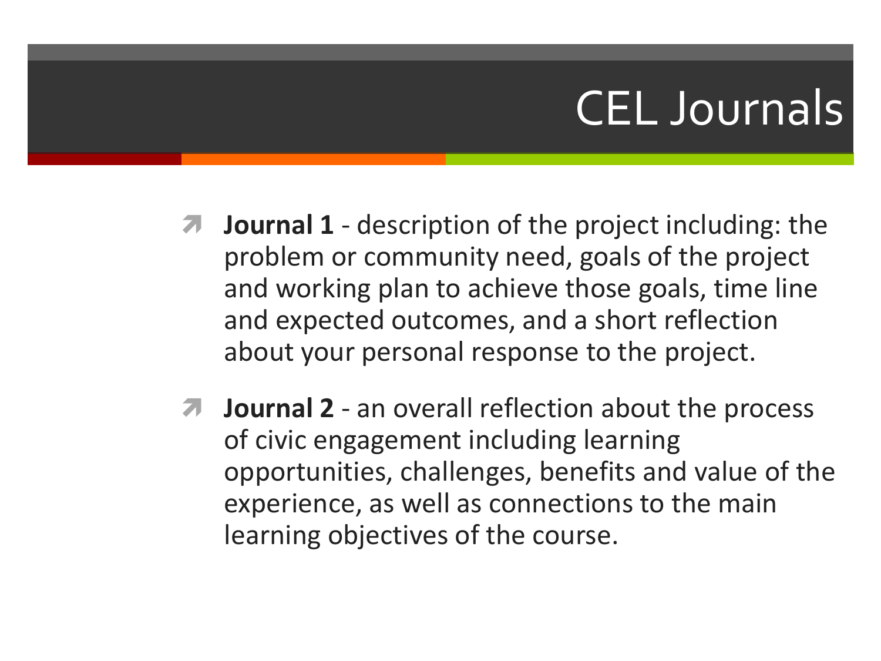# CEL Journals

- **Journal 1** - description of the project including: the problem or community need, goals of the project and working plan to achieve those goals, time line and expected outcomes, and a short reflection about your personal response to the project.
- **Journal 2** - an overall reflection about the process of civic engagement including learning opportunities, challenges, benefits and value of the experience, as well as connections to the main learning objectives of the course.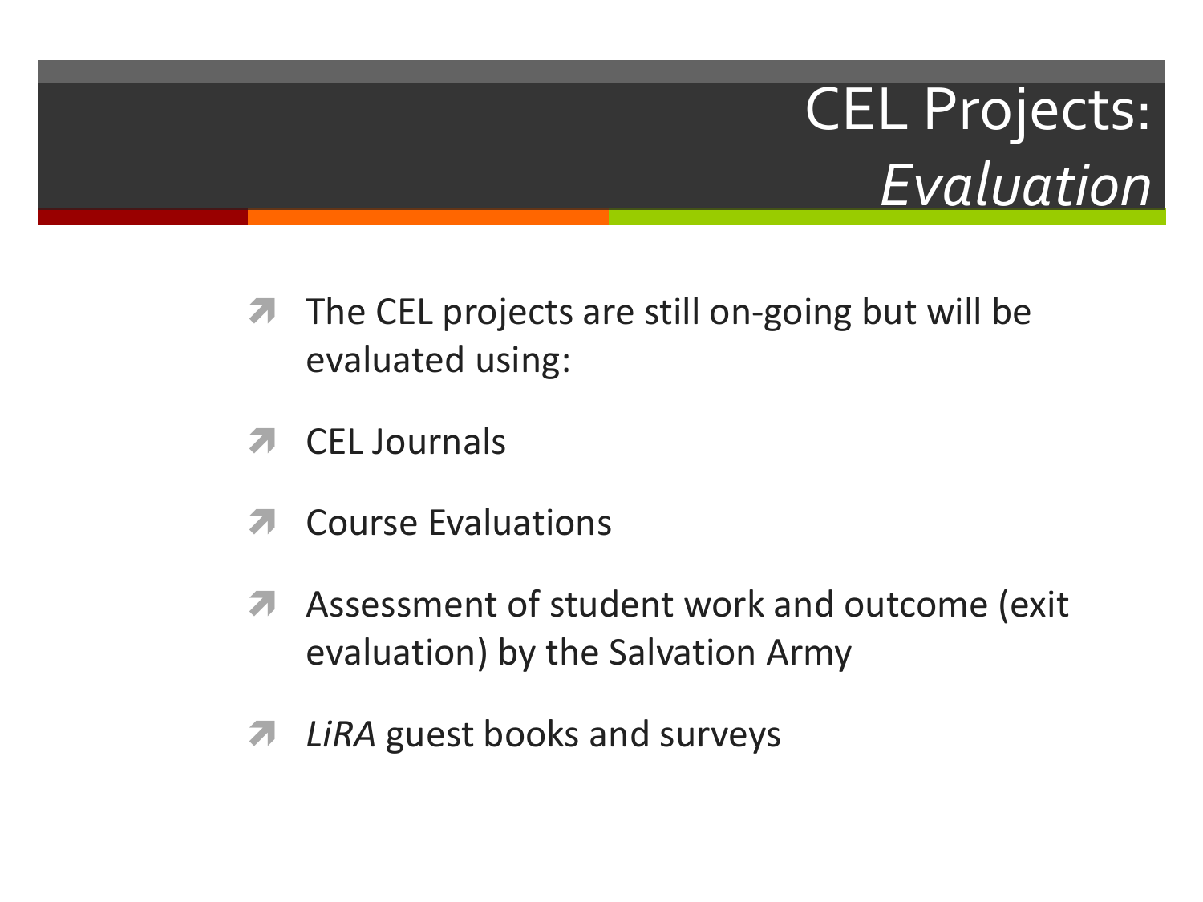# CEL Projects: *Evaluation*

- The CEL projects are still on-going but will be evaluated using:
- CEL Journals
- Course Evaluations
- Assessment of student work and outcome (exit evaluation) by the Salvation Army
- *LiRA* guest books and surveys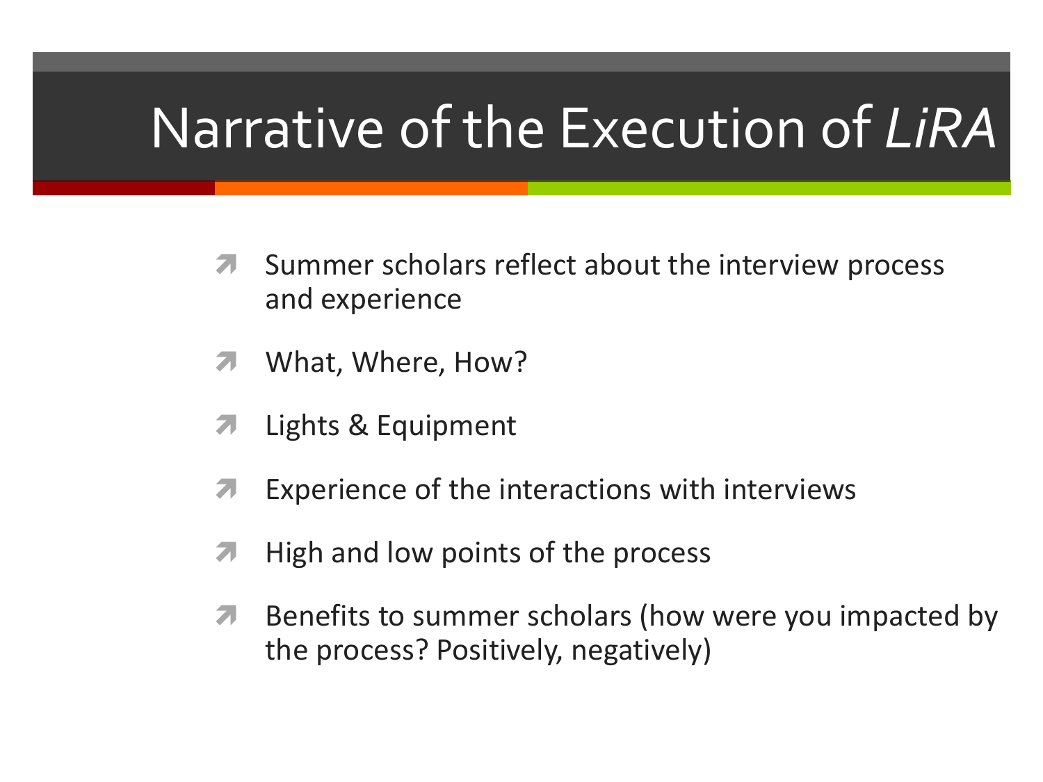# Narrative of the Execution of *LiRA*

- Summer scholars reflect about the interview process and experience
- What, Where, How?
- Lights & Equipment
- Experience of the interactions with interviews
- High and low points of the process
- Benefits to summer scholars (how were you impacted by the process? Positively, negatively)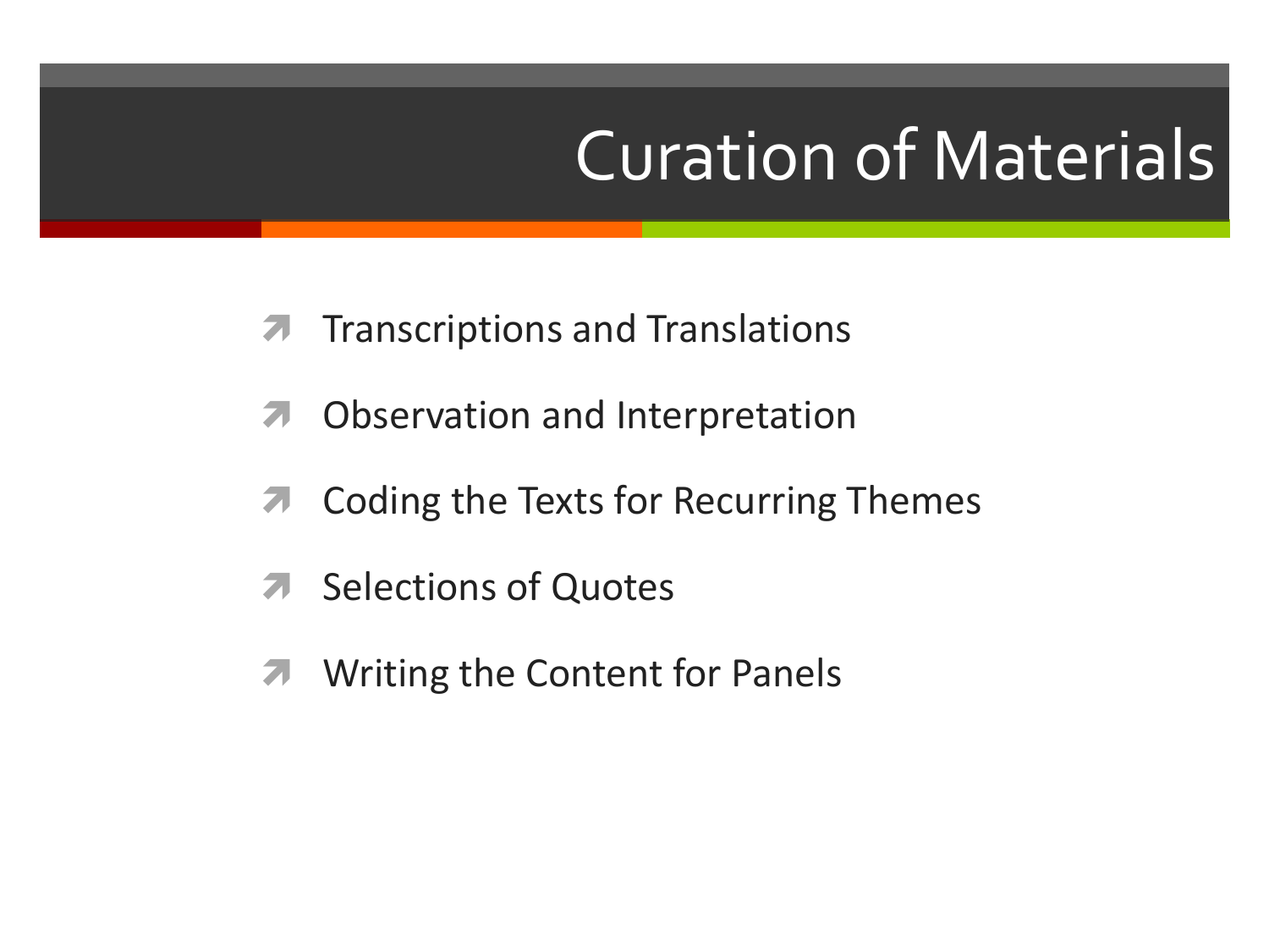# Curation of Materials

- Transcriptions and Translations
- Observation and Interpretation
- Coding the Texts for Recurring Themes
- Selections of Quotes
- Writing the Content for Panels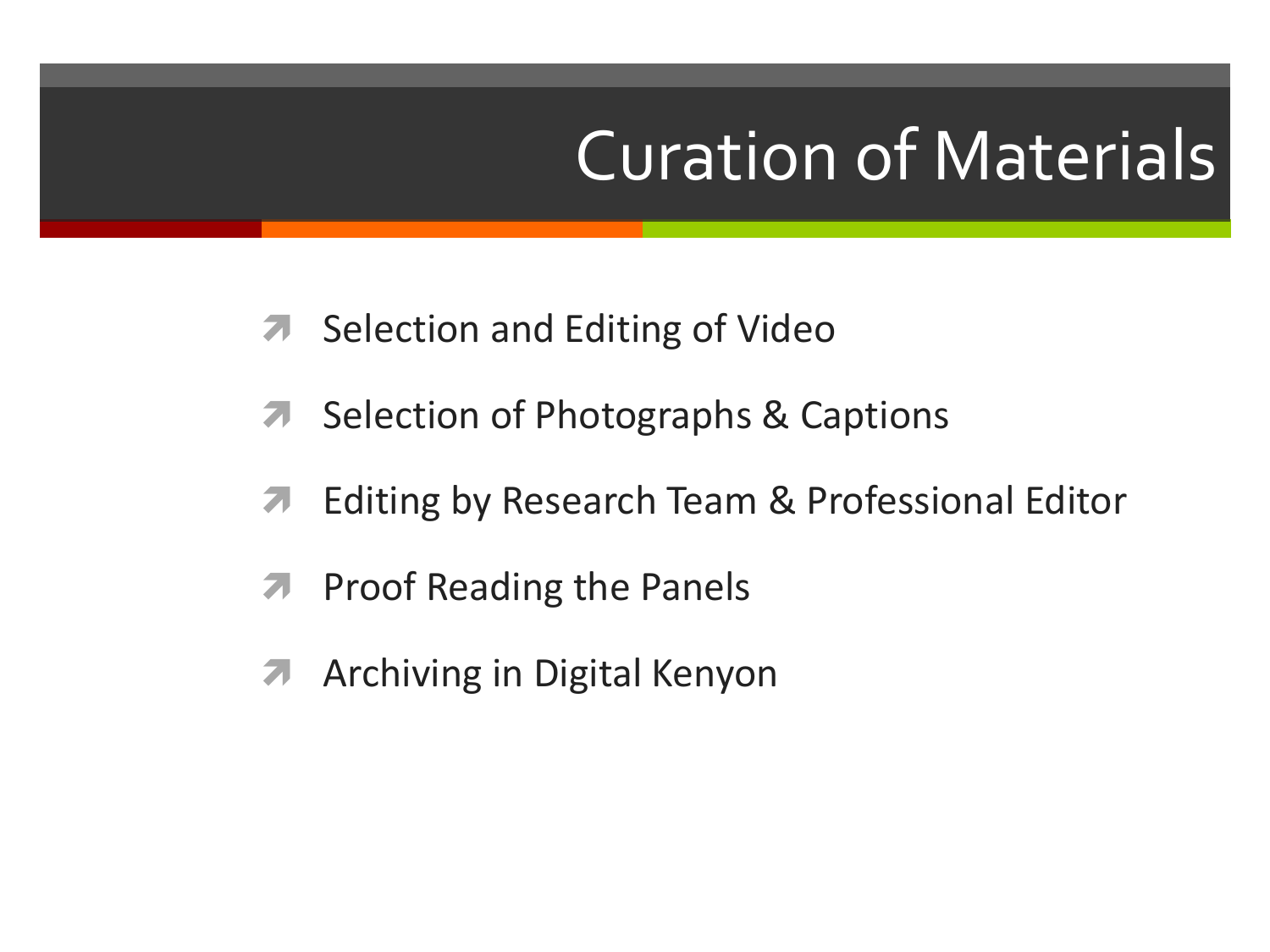# Curation of Materials

- Selection and Editing of Video
- Selection of Photographs & Captions
- Editing by Research Team & Professional Editor
- Proof Reading the Panels
- Archiving in Digital Kenyon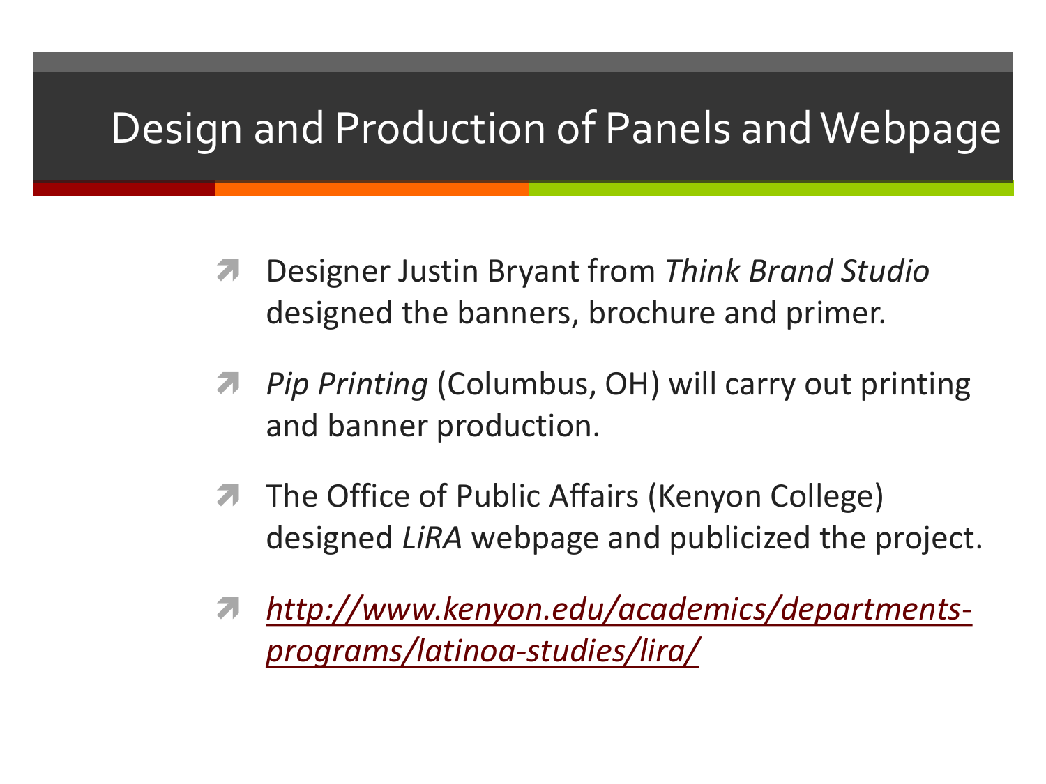# Design and Production of Panels and Webpage

- Designer Justin Bryant from *Think Brand Studio* designed the banners, brochure and primer.
- *Pip Printing* (Columbus, OH) will carry out printing and banner production.
- The Office of Public Affairs (Kenyon College) designed *LiRA* webpage and publicized the project.
- *http://www.kenyon.edu/academics/departments-programs/latinoa-studies/lira/*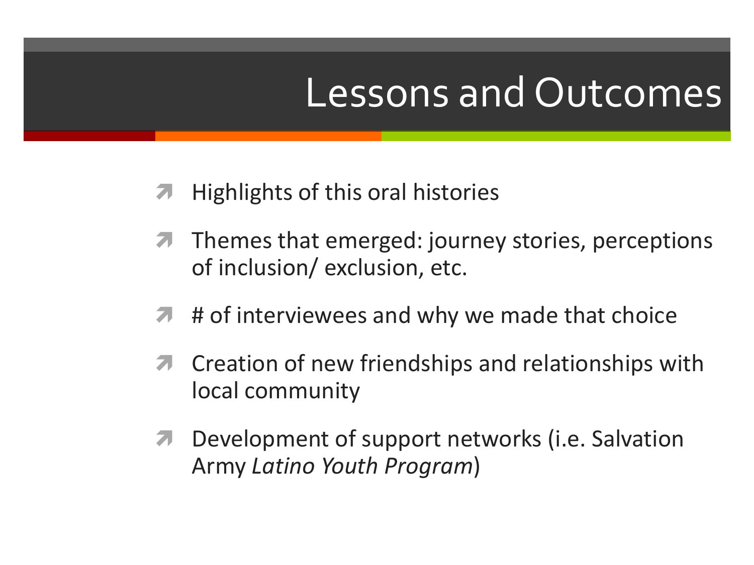# Lessons and Outcomes

- Highlights of this oral histories
- Themes that emerged: journey stories, perceptions of inclusion/ exclusion, etc.
- # of interviewees and why we made that choice
- Creation of new friendships and relationships with local community
- Development of support networks (i.e. Salvation Army *Latino Youth Program*)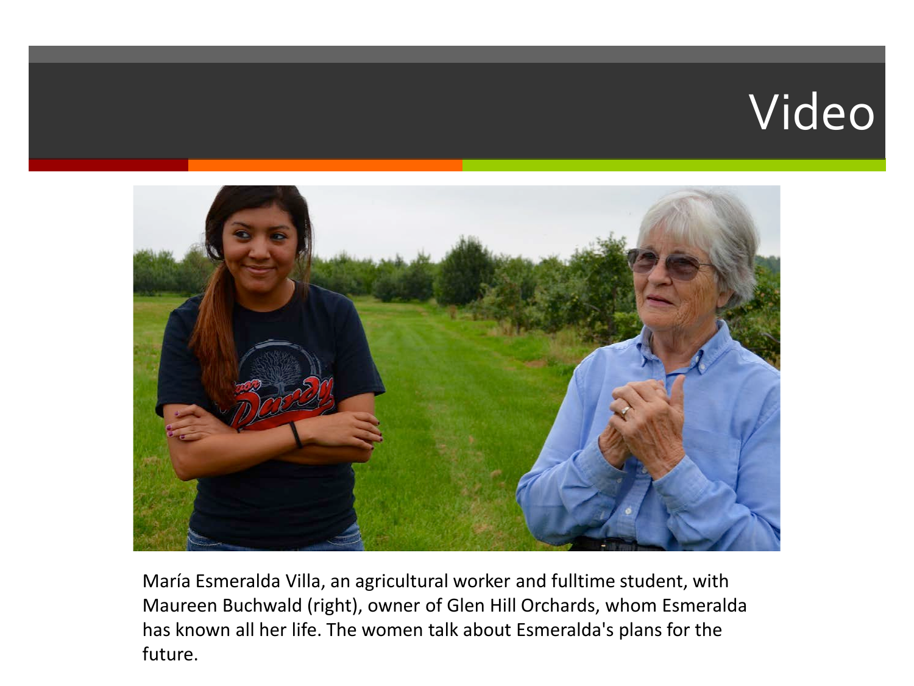# Video

María Esmeralda Villa, an agricultural worker and fulltime student, with Maureen Buchwald (right), owner of Glen Hill Orchards, whom Esmeralda has known all her life. The women talk about Esmeralda's plans for the future.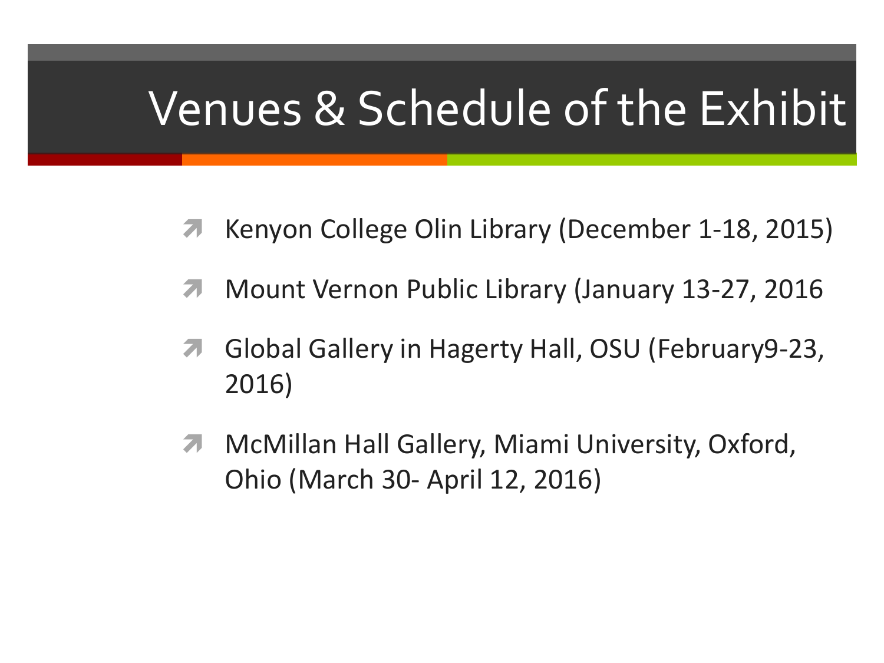# Venues & Schedule of the Exhibit

- Kenyon College Olin Library (December 1-18, 2015)
- Mount Vernon Public Library (January 13-27, 2016
- Global Gallery in Hagerty Hall, OSU (February9-23, 2016)
- McMillan Hall Gallery, Miami University, Oxford, Ohio (March 30- April 12, 2016)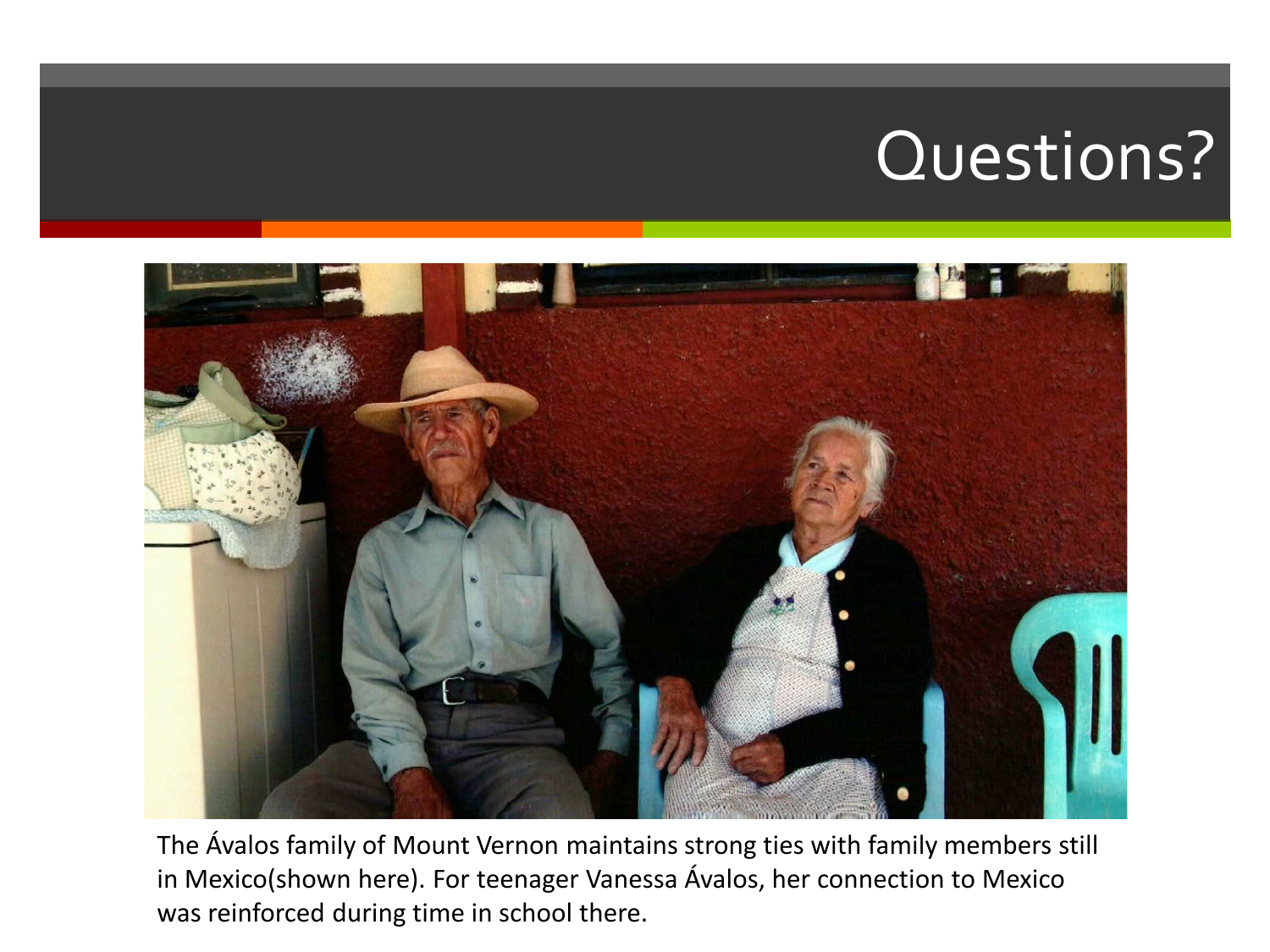# Questions?

The Ávalos family of Mount Vernon maintains strong ties with family members still in Mexico(shown here). For teenager Vanessa Ávalos, her connection to Mexico was reinforced during time in school there.